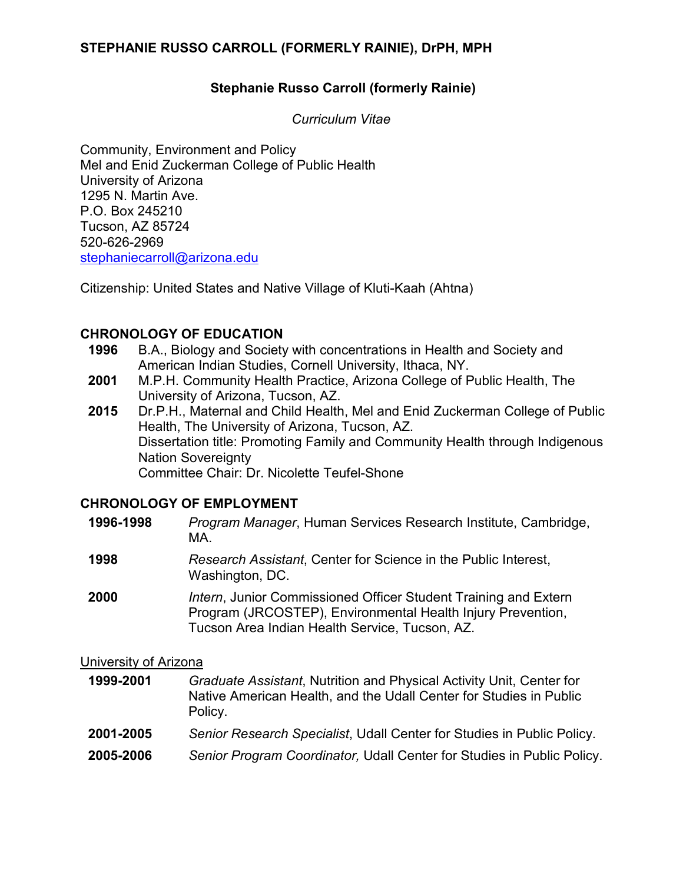**STEPHANIE RUSSO CARROLL (FORMERLY RAINIE), DrPH, MPH**

**Stephanie Russo Carroll (formerly Rainie)**

*Curriculum Vitae*

Community, Environment and Policy
Mel and Enid Zuckerman College of Public Health
University of Arizona
1295 N. Martin Ave.
P.O. Box 245210
Tucson, AZ 85724
520-626-2969
stephaniecarroll@arizona.edu

Citizenship: United States and Native Village of Kluti-Kaah (Ahtna)

## CHRONOLOGY OF EDUCATION

**1996** B.A., Biology and Society with concentrations in Health and Society and American Indian Studies, Cornell University, Ithaca, NY.

**2001** M.P.H. Community Health Practice, Arizona College of Public Health, The University of Arizona, Tucson, AZ.

**2015** Dr.P.H., Maternal and Child Health, Mel and Enid Zuckerman College of Public Health, The University of Arizona, Tucson, AZ.
Dissertation title: Promoting Family and Community Health through Indigenous Nation Sovereignty
Committee Chair: Dr. Nicolette Teufel-Shone

## CHRONOLOGY OF EMPLOYMENT

**1996-1998** *Program Manager*, Human Services Research Institute, Cambridge, MA.

**1998** *Research Assistant*, Center for Science in the Public Interest, Washington, DC.

**2000** *Intern*, Junior Commissioned Officer Student Training and Extern Program (JRCOSTEP), Environmental Health Injury Prevention, Tucson Area Indian Health Service, Tucson, AZ.

University of Arizona

**1999-2001** *Graduate Assistant*, Nutrition and Physical Activity Unit, Center for Native American Health, and the Udall Center for Studies in Public Policy.

**2001-2005** *Senior Research Specialist*, Udall Center for Studies in Public Policy.

**2005-2006** *Senior Program Coordinator,* Udall Center for Studies in Public Policy.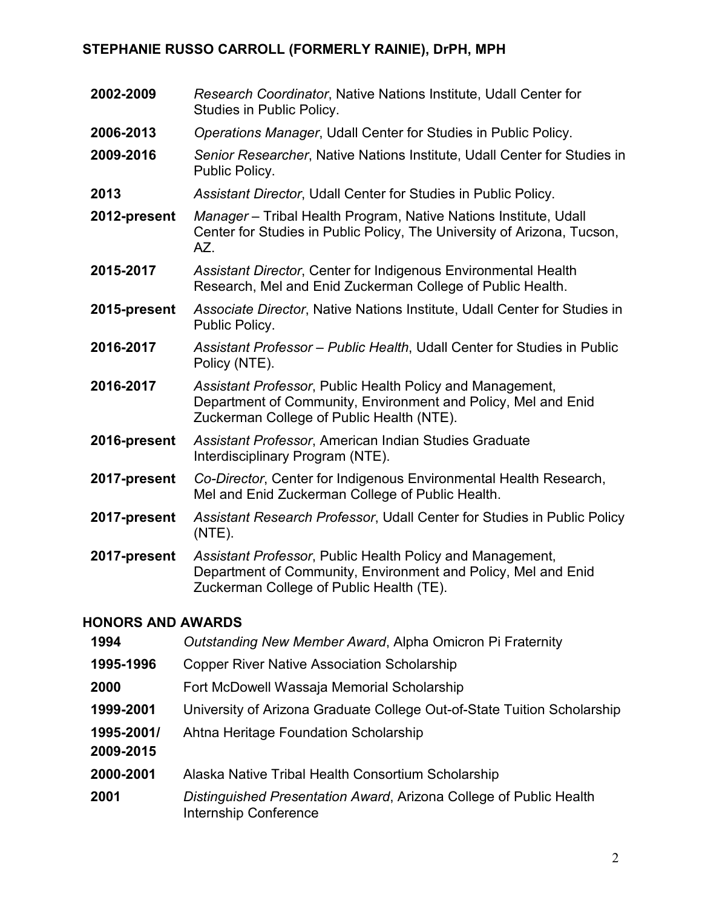**2002-2009** *Research Coordinator*, Native Nations Institute, Udall Center for Studies in Public Policy.

**2006-2013** *Operations Manager*, Udall Center for Studies in Public Policy.

**2009-2016** *Senior Researcher*, Native Nations Institute, Udall Center for Studies in Public Policy.

**2013** *Assistant Director*, Udall Center for Studies in Public Policy.

**2012-present** *Manager* – Tribal Health Program, Native Nations Institute, Udall Center for Studies in Public Policy, The University of Arizona, Tucson, AZ.

**2015-2017** *Assistant Director*, Center for Indigenous Environmental Health Research, Mel and Enid Zuckerman College of Public Health.

**2015-present** *Associate Director*, Native Nations Institute, Udall Center for Studies in Public Policy.

**2016-2017** *Assistant Professor – Public Health*, Udall Center for Studies in Public Policy (NTE).

**2016-2017** *Assistant Professor*, Public Health Policy and Management, Department of Community, Environment and Policy, Mel and Enid Zuckerman College of Public Health (NTE).

**2016-present** *Assistant Professor*, American Indian Studies Graduate Interdisciplinary Program (NTE).

**2017-present** *Co-Director*, Center for Indigenous Environmental Health Research, Mel and Enid Zuckerman College of Public Health.

**2017-present** *Assistant Research Professor*, Udall Center for Studies in Public Policy (NTE).

**2017-present** *Assistant Professor*, Public Health Policy and Management, Department of Community, Environment and Policy, Mel and Enid Zuckerman College of Public Health (TE).

## HONORS AND AWARDS

**1994** *Outstanding New Member Award*, Alpha Omicron Pi Fraternity

**1995-1996** Copper River Native Association Scholarship

**2000** Fort McDowell Wassaja Memorial Scholarship

**1999-2001** University of Arizona Graduate College Out-of-State Tuition Scholarship

**1995-2001/ 2009-2015** Ahtna Heritage Foundation Scholarship

**2000-2001** Alaska Native Tribal Health Consortium Scholarship

**2001** *Distinguished Presentation Award*, Arizona College of Public Health Internship Conference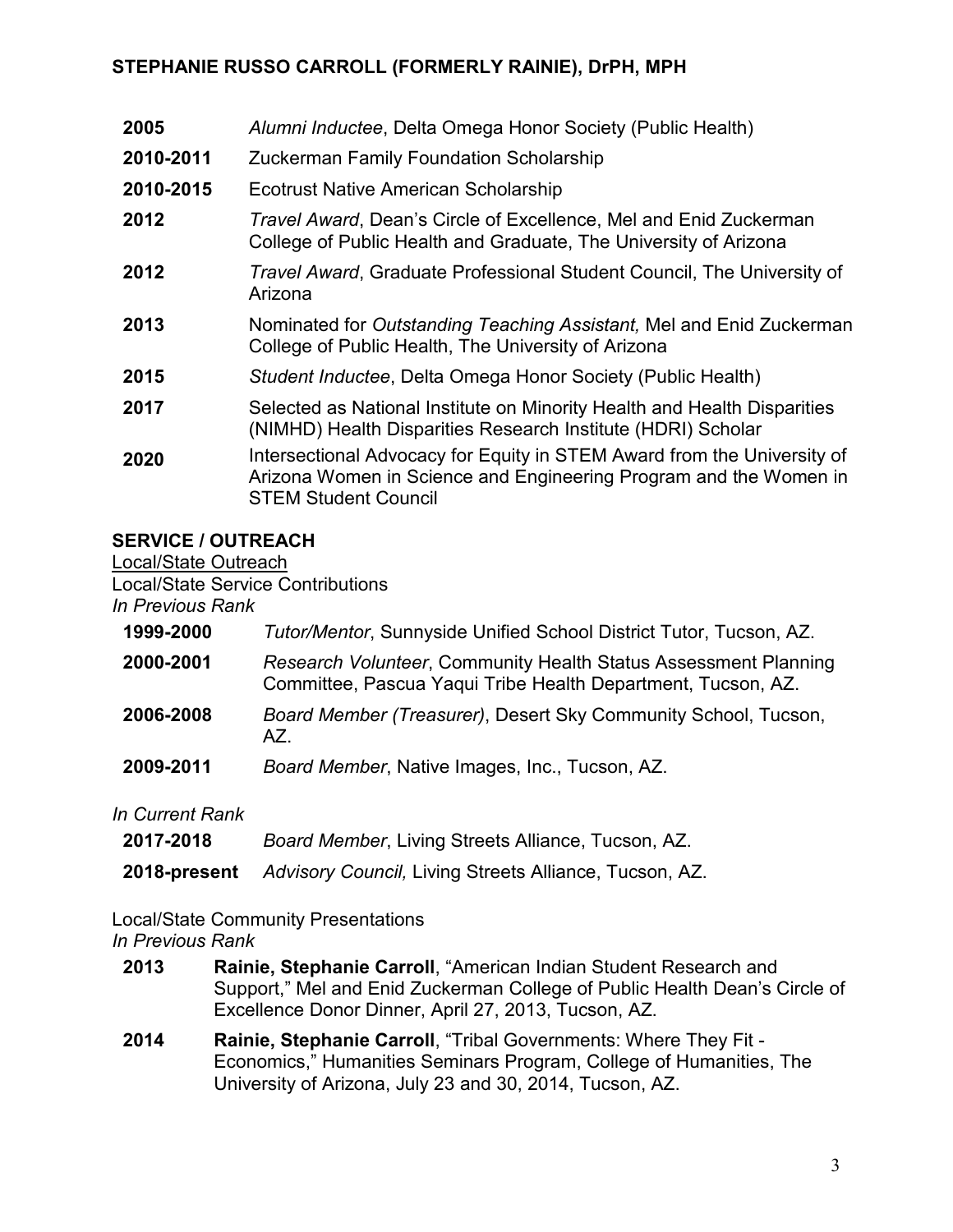| | |
|---|---|
| **2005** | *Alumni Inductee*, Delta Omega Honor Society (Public Health) |
| **2010-2011** | Zuckerman Family Foundation Scholarship |
| **2010-2015** | Ecotrust Native American Scholarship |
| **2012** | *Travel Award*, Dean's Circle of Excellence, Mel and Enid Zuckerman College of Public Health and Graduate, The University of Arizona |
| **2012** | *Travel Award*, Graduate Professional Student Council, The University of Arizona |
| **2013** | Nominated for *Outstanding Teaching Assistant,* Mel and Enid Zuckerman College of Public Health, The University of Arizona |
| **2015** | *Student Inductee*, Delta Omega Honor Society (Public Health) |
| **2017** | Selected as National Institute on Minority Health and Health Disparities (NIMHD) Health Disparities Research Institute (HDRI) Scholar |
| **2020** | Intersectional Advocacy for Equity in STEM Award from the University of Arizona Women in Science and Engineering Program and the Women in STEM Student Council |

## SERVICE / OUTREACH

Local/State Outreach

Local/State Service Contributions

*In Previous Rank*

| | |
|---|---|
| **1999-2000** | *Tutor/Mentor*, Sunnyside Unified School District Tutor, Tucson, AZ. |
| **2000-2001** | *Research Volunteer*, Community Health Status Assessment Planning Committee, Pascua Yaqui Tribe Health Department, Tucson, AZ. |
| **2006-2008** | *Board Member (Treasurer)*, Desert Sky Community School, Tucson, AZ. |
| **2009-2011** | *Board Member*, Native Images, Inc., Tucson, AZ. |

*In Current Rank*

| | |
|---|---|
| **2017-2018** | *Board Member*, Living Streets Alliance, Tucson, AZ. |
| **2018-present** | *Advisory Council,* Living Streets Alliance, Tucson, AZ. |

Local/State Community Presentations

*In Previous Rank*

| | |
|---|---|
| **2013** | **Rainie, Stephanie Carroll**, "American Indian Student Research and Support," Mel and Enid Zuckerman College of Public Health Dean's Circle of Excellence Donor Dinner, April 27, 2013, Tucson, AZ. |
| **2014** | **Rainie, Stephanie Carroll**, "Tribal Governments: Where They Fit - Economics," Humanities Seminars Program, College of Humanities, The University of Arizona, July 23 and 30, 2014, Tucson, AZ. |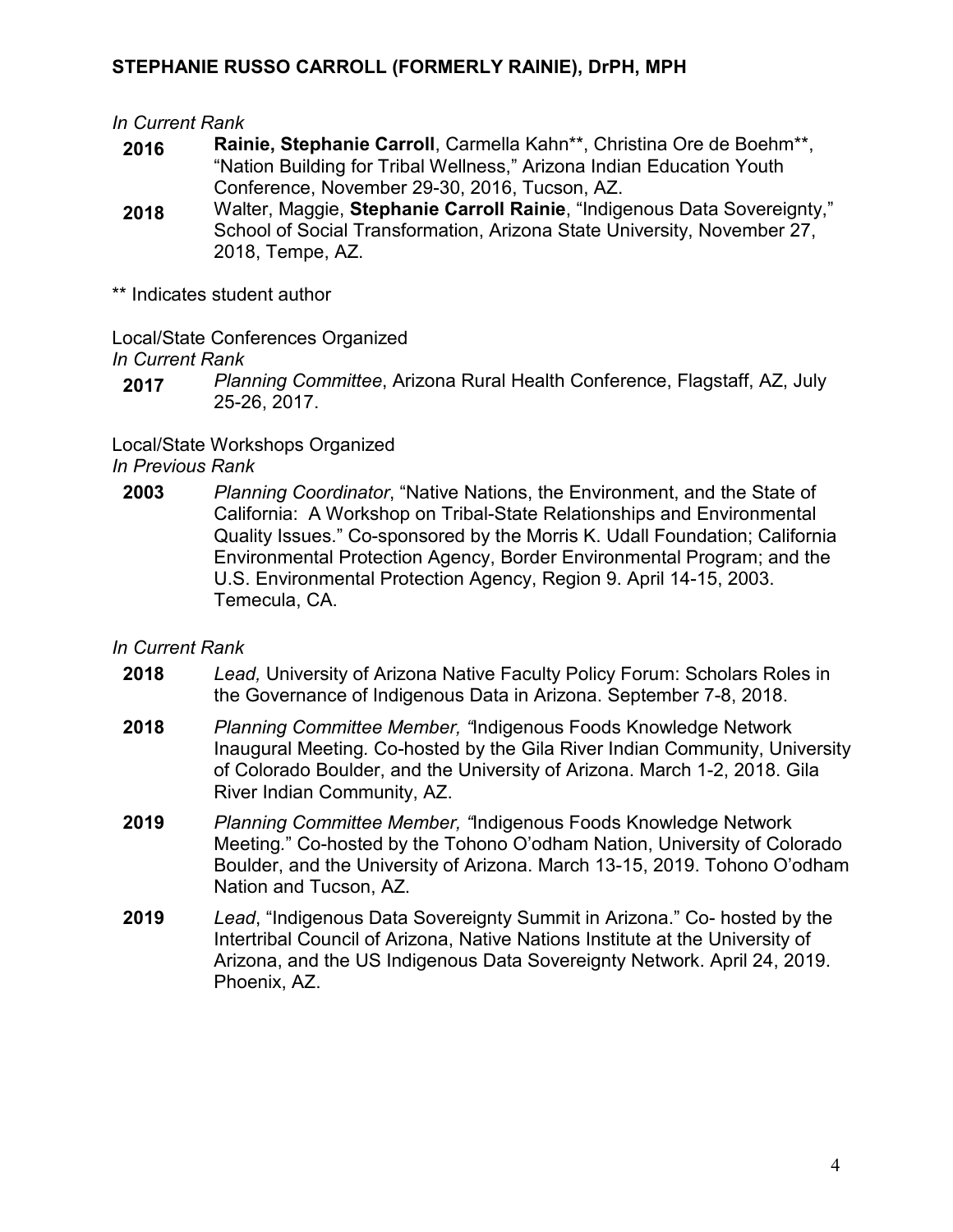*In Current Rank*

**2016** **Rainie, Stephanie Carroll**, Carmella Kahn**, Christina Ore de Boehm**, "Nation Building for Tribal Wellness," Arizona Indian Education Youth Conference, November 29-30, 2016, Tucson, AZ.

**2018** Walter, Maggie, **Stephanie Carroll Rainie**, "Indigenous Data Sovereignty," School of Social Transformation, Arizona State University, November 27, 2018, Tempe, AZ.

** Indicates student author

Local/State Conferences Organized

*In Current Rank*

**2017** *Planning Committee*, Arizona Rural Health Conference, Flagstaff, AZ, July 25-26, 2017.

Local/State Workshops Organized

*In Previous Rank*

**2003** *Planning Coordinator*, "Native Nations, the Environment, and the State of California: A Workshop on Tribal-State Relationships and Environmental Quality Issues." Co-sponsored by the Morris K. Udall Foundation; California Environmental Protection Agency, Border Environmental Program; and the U.S. Environmental Protection Agency, Region 9. April 14-15, 2003. Temecula, CA.

*In Current Rank*

**2018** *Lead,* University of Arizona Native Faculty Policy Forum: Scholars Roles in the Governance of Indigenous Data in Arizona. September 7-8, 2018.

**2018** *Planning Committee Member, "*Indigenous Foods Knowledge Network Inaugural Meeting. Co-hosted by the Gila River Indian Community, University of Colorado Boulder, and the University of Arizona. March 1-2, 2018. Gila River Indian Community, AZ.

**2019** *Planning Committee Member, "*Indigenous Foods Knowledge Network Meeting." Co-hosted by the Tohono O'odham Nation, University of Colorado Boulder, and the University of Arizona. March 13-15, 2019. Tohono O'odham Nation and Tucson, AZ.

**2019** *Lead*, "Indigenous Data Sovereignty Summit in Arizona." Co- hosted by the Intertribal Council of Arizona, Native Nations Institute at the University of Arizona, and the US Indigenous Data Sovereignty Network. April 24, 2019. Phoenix, AZ.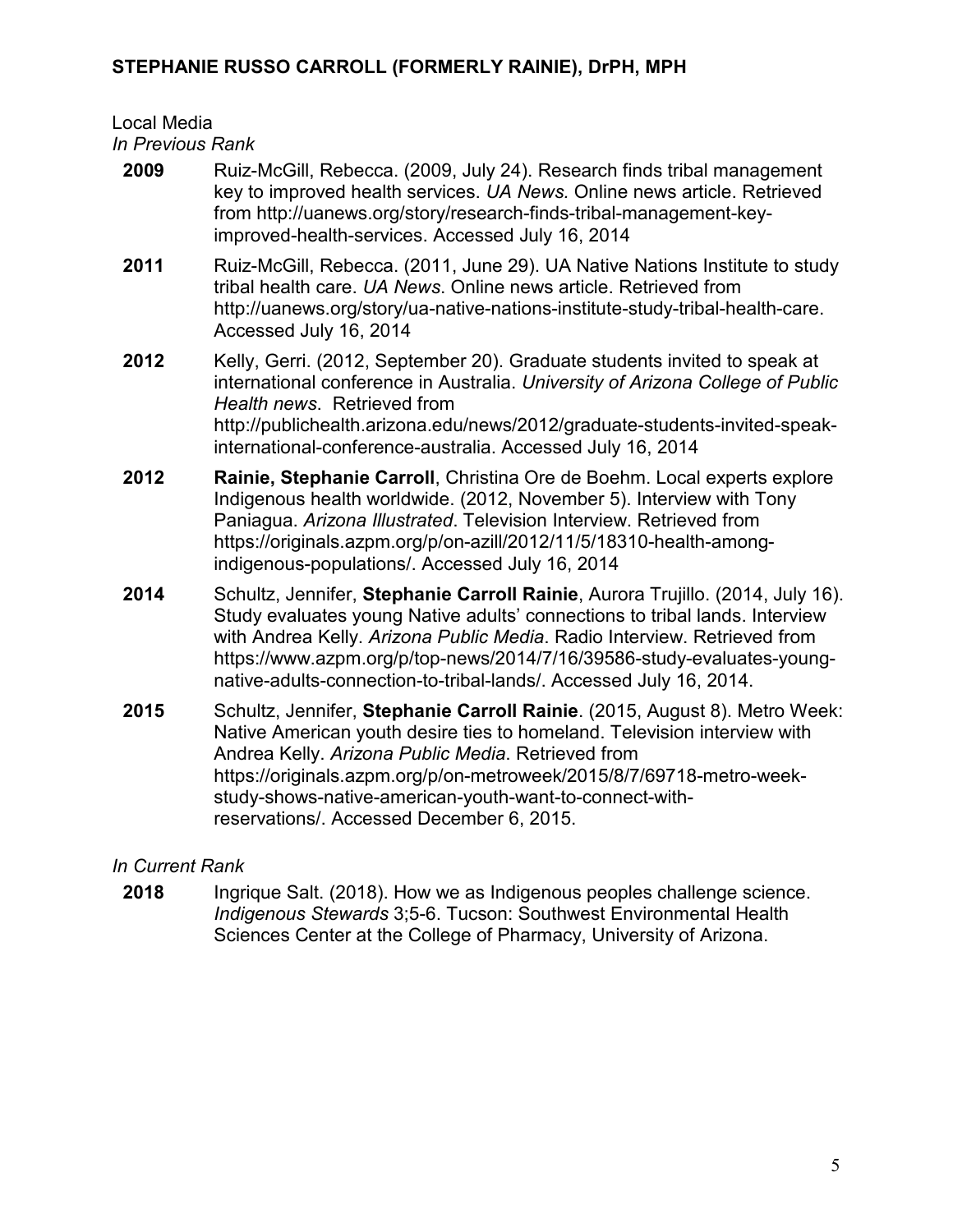Local Media

*In Previous Rank*

**2009** Ruiz-McGill, Rebecca. (2009, July 24). Research finds tribal management key to improved health services. *UA News.* Online news article. Retrieved from http://uanews.org/story/research-finds-tribal-management-key-improved-health-services. Accessed July 16, 2014

**2011** Ruiz-McGill, Rebecca. (2011, June 29). UA Native Nations Institute to study tribal health care. *UA News*. Online news article. Retrieved from http://uanews.org/story/ua-native-nations-institute-study-tribal-health-care. Accessed July 16, 2014

**2012** Kelly, Gerri. (2012, September 20). Graduate students invited to speak at international conference in Australia. *University of Arizona College of Public Health news*. Retrieved from http://publichealth.arizona.edu/news/2012/graduate-students-invited-speak-international-conference-australia. Accessed July 16, 2014

**2012** **Rainie, Stephanie Carroll**, Christina Ore de Boehm. Local experts explore Indigenous health worldwide. (2012, November 5). Interview with Tony Paniagua. *Arizona Illustrated*. Television Interview. Retrieved from https://originals.azpm.org/p/on-azill/2012/11/5/18310-health-among-indigenous-populations/. Accessed July 16, 2014

**2014** Schultz, Jennifer, **Stephanie Carroll Rainie**, Aurora Trujillo. (2014, July 16). Study evaluates young Native adults' connections to tribal lands. Interview with Andrea Kelly. *Arizona Public Media*. Radio Interview. Retrieved from https://www.azpm.org/p/top-news/2014/7/16/39586-study-evaluates-young-native-adults-connection-to-tribal-lands/. Accessed July 16, 2014.

**2015** Schultz, Jennifer, **Stephanie Carroll Rainie**. (2015, August 8). Metro Week: Native American youth desire ties to homeland. Television interview with Andrea Kelly. *Arizona Public Media*. Retrieved from https://originals.azpm.org/p/on-metroweek/2015/8/7/69718-metro-week-study-shows-native-american-youth-want-to-connect-with-reservations/. Accessed December 6, 2015.

*In Current Rank*

**2018** Ingrique Salt. (2018). How we as Indigenous peoples challenge science. *Indigenous Stewards* 3;5-6. Tucson: Southwest Environmental Health Sciences Center at the College of Pharmacy, University of Arizona.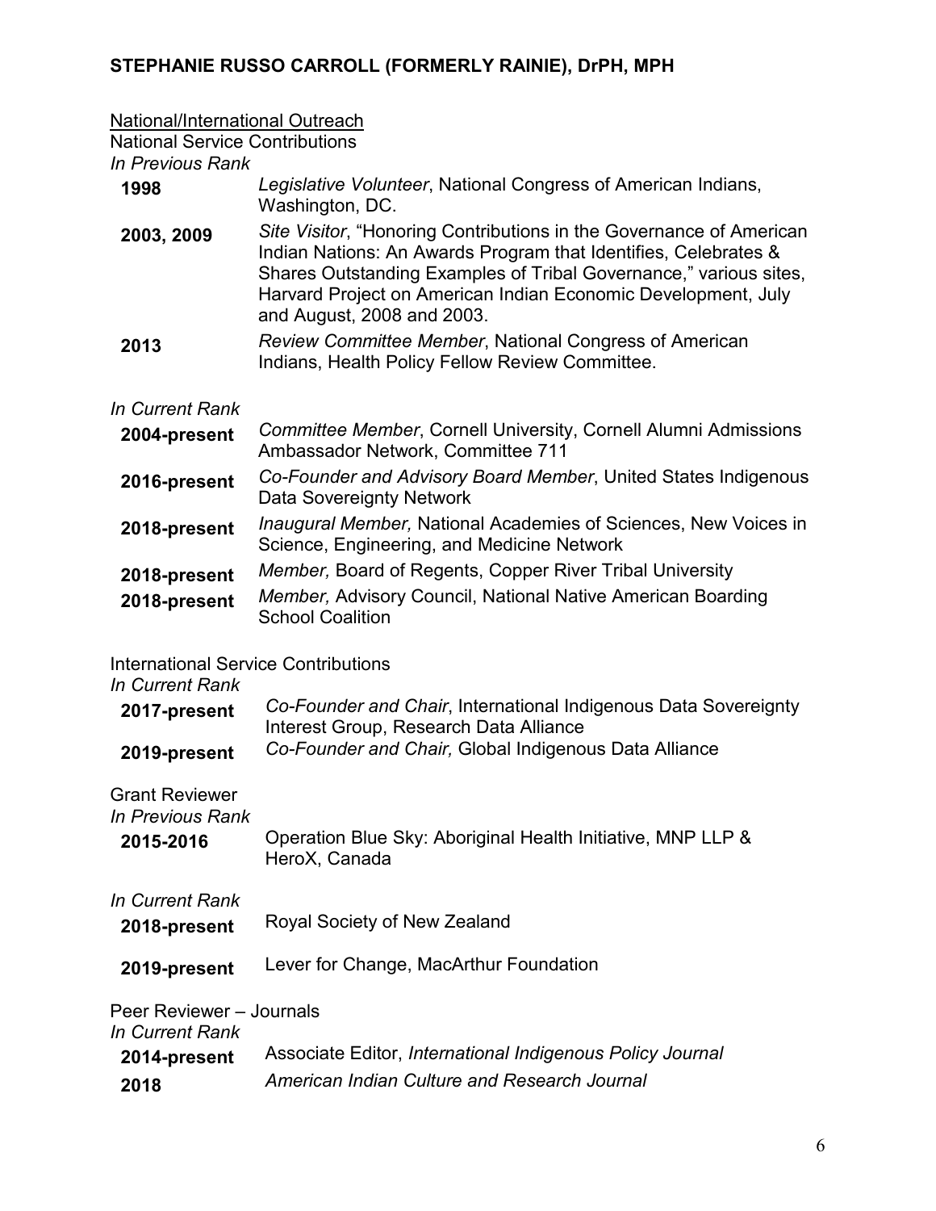National/International Outreach

National Service Contributions

*In Previous Rank*

| | |
|---|---|
| **1998** | *Legislative Volunteer*, National Congress of American Indians, Washington, DC. |
| **2003, 2009** | *Site Visitor*, "Honoring Contributions in the Governance of American Indian Nations: An Awards Program that Identifies, Celebrates & Shares Outstanding Examples of Tribal Governance," various sites, Harvard Project on American Indian Economic Development, July and August, 2008 and 2003. |
| **2013** | *Review Committee Member*, National Congress of American Indians, Health Policy Fellow Review Committee. |

*In Current Rank*

| | |
|---|---|
| **2004-present** | *Committee Member*, Cornell University, Cornell Alumni Admissions Ambassador Network, Committee 711 |
| **2016-present** | *Co-Founder and Advisory Board Member*, United States Indigenous Data Sovereignty Network |
| **2018-present** | *Inaugural Member,* National Academies of Sciences, New Voices in Science, Engineering, and Medicine Network |
| **2018-present** | *Member,* Board of Regents, Copper River Tribal University |
| **2018-present** | *Member,* Advisory Council, National Native American Boarding School Coalition |

International Service Contributions

*In Current Rank*

| | |
|---|---|
| **2017-present** | *Co-Founder and Chair*, International Indigenous Data Sovereignty Interest Group, Research Data Alliance |
| **2019-present** | *Co-Founder and Chair,* Global Indigenous Data Alliance |

Grant Reviewer

*In Previous Rank*

| | |
|---|---|
| **2015-2016** | Operation Blue Sky: Aboriginal Health Initiative, MNP LLP & HeroX, Canada |

*In Current Rank*

| | |
|---|---|
| **2018-present** | Royal Society of New Zealand |
| **2019-present** | Lever for Change, MacArthur Foundation |

Peer Reviewer – Journals

*In Current Rank*

| | |
|---|---|
| **2014-present** | Associate Editor, *International Indigenous Policy Journal* |
| **2018** | *American Indian Culture and Research Journal* |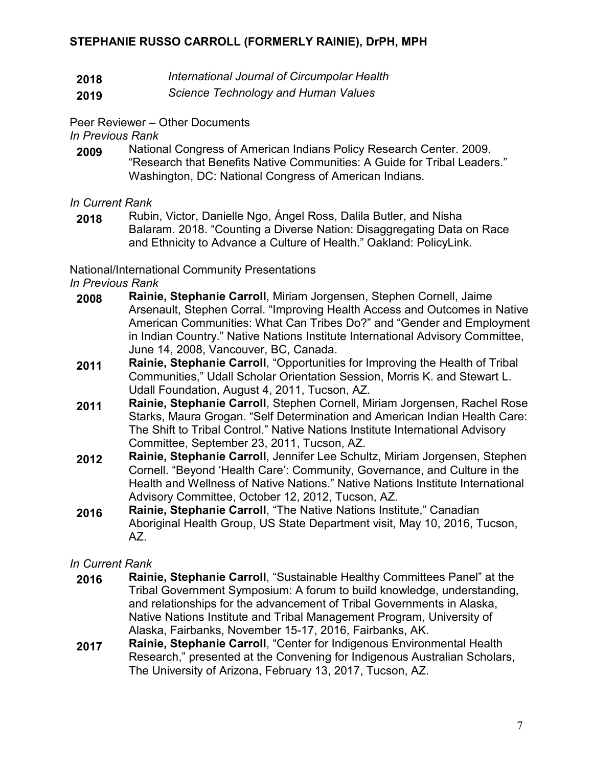| | |
|---|---|
| **2018** | *International Journal of Circumpolar Health* |
| **2019** | *Science Technology and Human Values* |

Peer Reviewer – Other Documents

*In Previous Rank*

- **2009** National Congress of American Indians Policy Research Center. 2009. "Research that Benefits Native Communities: A Guide for Tribal Leaders." Washington, DC: National Congress of American Indians.

*In Current Rank*

- **2018** Rubin, Victor, Danielle Ngo, Ángel Ross, Dalila Butler, and Nisha Balaram. 2018. "Counting a Diverse Nation: Disaggregating Data on Race and Ethnicity to Advance a Culture of Health." Oakland: PolicyLink.

National/International Community Presentations

*In Previous Rank*

- **2008** **Rainie, Stephanie Carroll**, Miriam Jorgensen, Stephen Cornell, Jaime Arsenault, Stephen Corral. "Improving Health Access and Outcomes in Native American Communities: What Can Tribes Do?" and "Gender and Employment in Indian Country." Native Nations Institute International Advisory Committee, June 14, 2008, Vancouver, BC, Canada.
- **2011** **Rainie, Stephanie Carroll**, "Opportunities for Improving the Health of Tribal Communities," Udall Scholar Orientation Session, Morris K. and Stewart L. Udall Foundation, August 4, 2011, Tucson, AZ.
- **2011** **Rainie, Stephanie Carroll**, Stephen Cornell, Miriam Jorgensen, Rachel Rose Starks, Maura Grogan. "Self Determination and American Indian Health Care: The Shift to Tribal Control." Native Nations Institute International Advisory Committee, September 23, 2011, Tucson, AZ.
- **2012** **Rainie, Stephanie Carroll**, Jennifer Lee Schultz, Miriam Jorgensen, Stephen Cornell. "Beyond 'Health Care': Community, Governance, and Culture in the Health and Wellness of Native Nations." Native Nations Institute International Advisory Committee, October 12, 2012, Tucson, AZ.
- **2016** **Rainie, Stephanie Carroll**, "The Native Nations Institute," Canadian Aboriginal Health Group, US State Department visit, May 10, 2016, Tucson, AZ.

*In Current Rank*

- **2016** **Rainie, Stephanie Carroll**, "Sustainable Healthy Committees Panel" at the Tribal Government Symposium: A forum to build knowledge, understanding, and relationships for the advancement of Tribal Governments in Alaska, Native Nations Institute and Tribal Management Program, University of Alaska, Fairbanks, November 15-17, 2016, Fairbanks, AK.
- **2017** **Rainie, Stephanie Carroll**, "Center for Indigenous Environmental Health Research," presented at the Convening for Indigenous Australian Scholars, The University of Arizona, February 13, 2017, Tucson, AZ.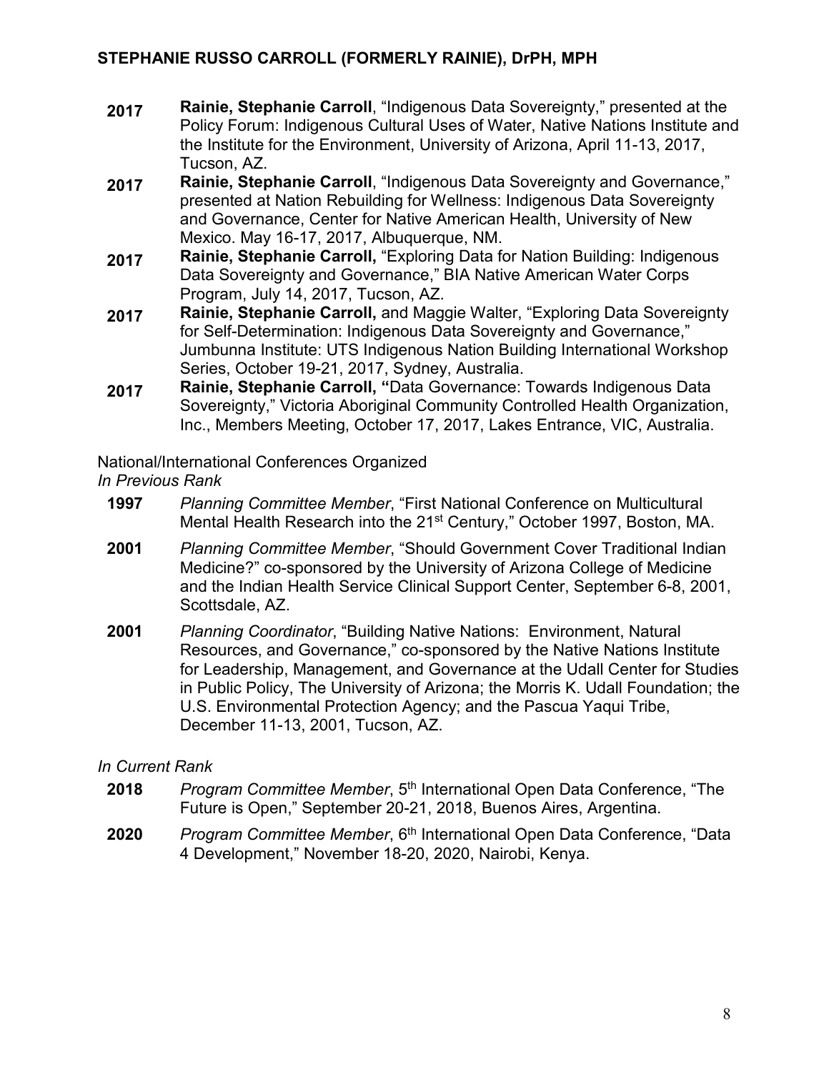**2017** **Rainie, Stephanie Carroll**, "Indigenous Data Sovereignty," presented at the Policy Forum: Indigenous Cultural Uses of Water, Native Nations Institute and the Institute for the Environment, University of Arizona, April 11-13, 2017, Tucson, AZ.

**2017** **Rainie, Stephanie Carroll**, "Indigenous Data Sovereignty and Governance," presented at Nation Rebuilding for Wellness: Indigenous Data Sovereignty and Governance, Center for Native American Health, University of New Mexico. May 16-17, 2017, Albuquerque, NM.

**2017** **Rainie, Stephanie Carroll,** "Exploring Data for Nation Building: Indigenous Data Sovereignty and Governance," BIA Native American Water Corps Program, July 14, 2017, Tucson, AZ.

**2017** **Rainie, Stephanie Carroll,** and Maggie Walter, "Exploring Data Sovereignty for Self-Determination: Indigenous Data Sovereignty and Governance," Jumbunna Institute: UTS Indigenous Nation Building International Workshop Series, October 19-21, 2017, Sydney, Australia.

**2017** **Rainie, Stephanie Carroll, "**Data Governance: Towards Indigenous Data Sovereignty," Victoria Aboriginal Community Controlled Health Organization, Inc., Members Meeting, October 17, 2017, Lakes Entrance, VIC, Australia.

National/International Conferences Organized

*In Previous Rank*

**1997** *Planning Committee Member*, "First National Conference on Multicultural Mental Health Research into the 21st Century," October 1997, Boston, MA.

**2001** *Planning Committee Member*, "Should Government Cover Traditional Indian Medicine?" co-sponsored by the University of Arizona College of Medicine and the Indian Health Service Clinical Support Center, September 6-8, 2001, Scottsdale, AZ.

**2001** *Planning Coordinator*, "Building Native Nations: Environment, Natural Resources, and Governance," co-sponsored by the Native Nations Institute for Leadership, Management, and Governance at the Udall Center for Studies in Public Policy, The University of Arizona; the Morris K. Udall Foundation; the U.S. Environmental Protection Agency; and the Pascua Yaqui Tribe, December 11-13, 2001, Tucson, AZ.

*In Current Rank*

**2018** *Program Committee Member*, 5th International Open Data Conference, "The Future is Open," September 20-21, 2018, Buenos Aires, Argentina.

**2020** *Program Committee Member*, 6th International Open Data Conference, "Data 4 Development," November 18-20, 2020, Nairobi, Kenya.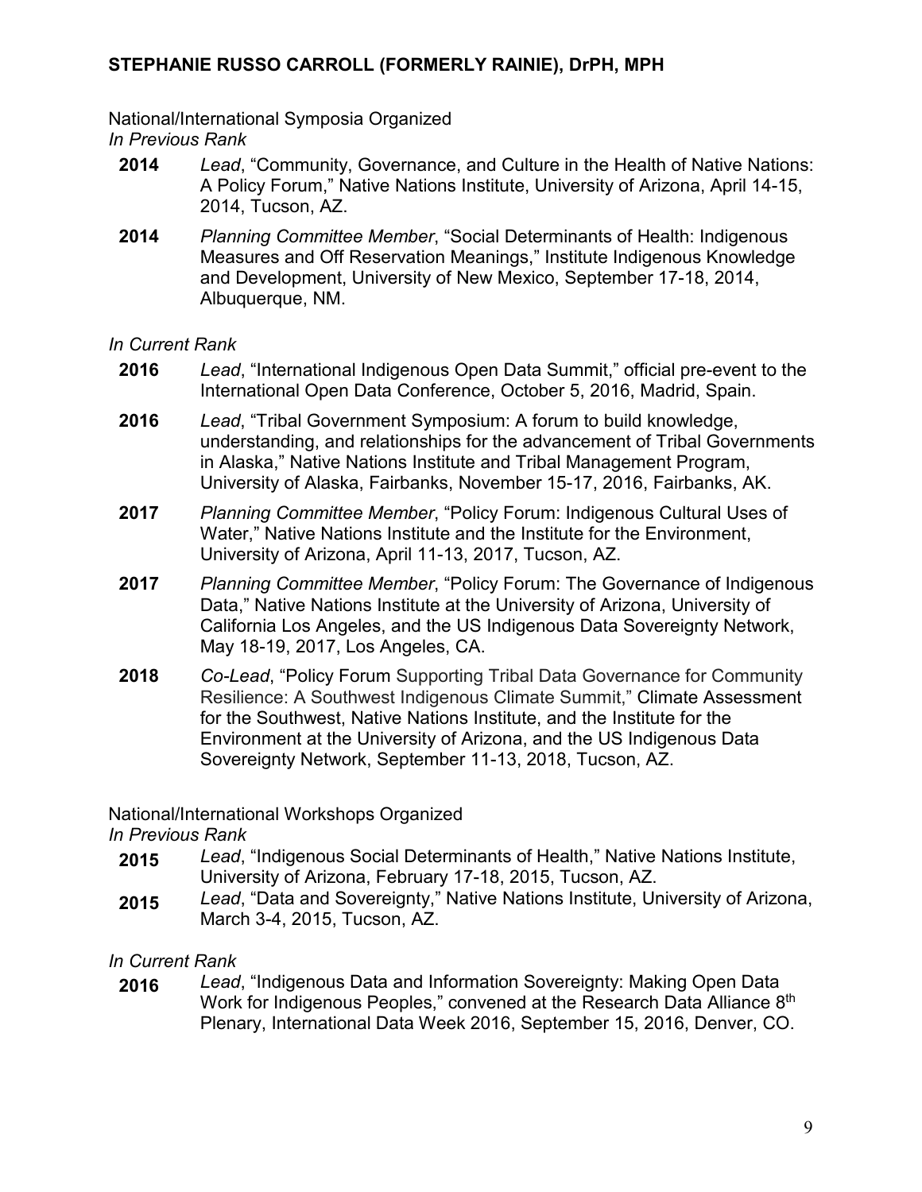National/International Symposia Organized

*In Previous Rank*

**2014** *Lead*, "Community, Governance, and Culture in the Health of Native Nations: A Policy Forum," Native Nations Institute, University of Arizona, April 14-15, 2014, Tucson, AZ.

**2014** *Planning Committee Member*, "Social Determinants of Health: Indigenous Measures and Off Reservation Meanings," Institute Indigenous Knowledge and Development, University of New Mexico, September 17-18, 2014, Albuquerque, NM.

*In Current Rank*

**2016** *Lead*, "International Indigenous Open Data Summit," official pre-event to the International Open Data Conference, October 5, 2016, Madrid, Spain.

**2016** *Lead*, "Tribal Government Symposium: A forum to build knowledge, understanding, and relationships for the advancement of Tribal Governments in Alaska," Native Nations Institute and Tribal Management Program, University of Alaska, Fairbanks, November 15-17, 2016, Fairbanks, AK.

**2017** *Planning Committee Member*, "Policy Forum: Indigenous Cultural Uses of Water," Native Nations Institute and the Institute for the Environment, University of Arizona, April 11-13, 2017, Tucson, AZ.

**2017** *Planning Committee Member*, "Policy Forum: The Governance of Indigenous Data," Native Nations Institute at the University of Arizona, University of California Los Angeles, and the US Indigenous Data Sovereignty Network, May 18-19, 2017, Los Angeles, CA.

**2018** *Co-Lead*, "Policy Forum Supporting Tribal Data Governance for Community Resilience: A Southwest Indigenous Climate Summit," Climate Assessment for the Southwest, Native Nations Institute, and the Institute for the Environment at the University of Arizona, and the US Indigenous Data Sovereignty Network, September 11-13, 2018, Tucson, AZ.

National/International Workshops Organized

*In Previous Rank*

**2015** *Lead*, "Indigenous Social Determinants of Health," Native Nations Institute, University of Arizona, February 17-18, 2015, Tucson, AZ.

**2015** *Lead*, "Data and Sovereignty," Native Nations Institute, University of Arizona, March 3-4, 2015, Tucson, AZ.

*In Current Rank*

**2016** *Lead*, "Indigenous Data and Information Sovereignty: Making Open Data Work for Indigenous Peoples," convened at the Research Data Alliance 8th Plenary, International Data Week 2016, September 15, 2016, Denver, CO.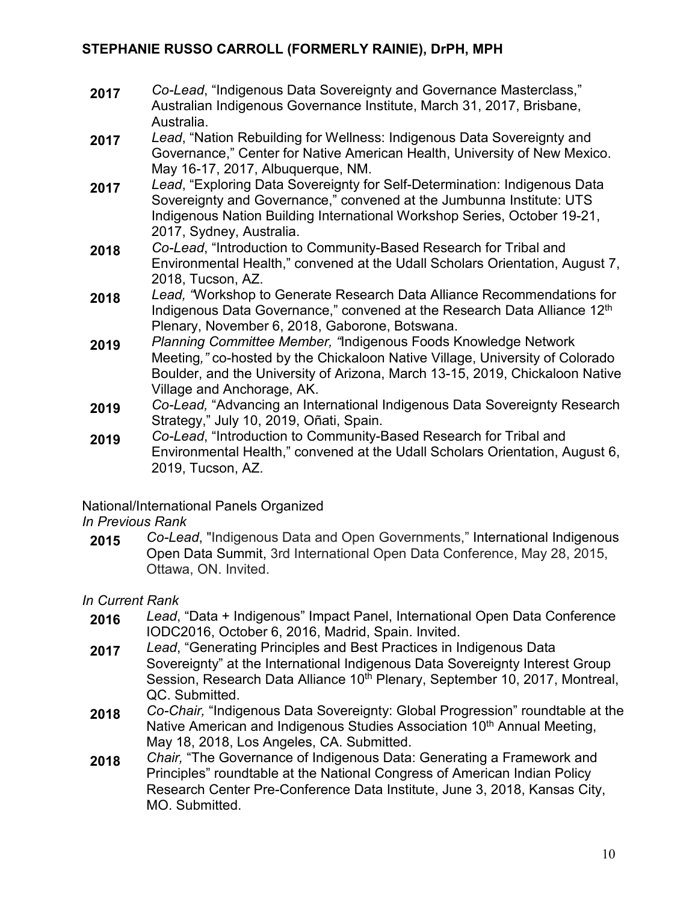**2017** *Co-Lead*, “Indigenous Data Sovereignty and Governance Masterclass,” Australian Indigenous Governance Institute, March 31, 2017, Brisbane, Australia.

**2017** *Lead*, “Nation Rebuilding for Wellness: Indigenous Data Sovereignty and Governance,” Center for Native American Health, University of New Mexico. May 16-17, 2017, Albuquerque, NM.

**2017** *Lead*, “Exploring Data Sovereignty for Self-Determination: Indigenous Data Sovereignty and Governance,” convened at the Jumbunna Institute: UTS Indigenous Nation Building International Workshop Series, October 19-21, 2017, Sydney, Australia.

**2018** *Co-Lead*, “Introduction to Community-Based Research for Tribal and Environmental Health,” convened at the Udall Scholars Orientation, August 7, 2018, Tucson, AZ.

**2018** *Lead, “*Workshop to Generate Research Data Alliance Recommendations for Indigenous Data Governance,” convened at the Research Data Alliance 12th Plenary, November 6, 2018, Gaborone, Botswana.

**2019** *Planning Committee Member, “*Indigenous Foods Knowledge Network Meeting*,”* co-hosted by the Chickaloon Native Village, University of Colorado Boulder, and the University of Arizona, March 13-15, 2019, Chickaloon Native Village and Anchorage, AK.

**2019** *Co-Lead,* “Advancing an International Indigenous Data Sovereignty Research Strategy,” July 10, 2019, Oñati, Spain.

**2019** *Co-Lead*, “Introduction to Community-Based Research for Tribal and Environmental Health,” convened at the Udall Scholars Orientation, August 6, 2019, Tucson, AZ.

National/International Panels Organized

*In Previous Rank*

**2015** *Co-Lead*, "Indigenous Data and Open Governments," International Indigenous Open Data Summit, 3rd International Open Data Conference, May 28, 2015, Ottawa, ON. Invited.

*In Current Rank*

**2016** *Lead*, “Data + Indigenous” Impact Panel, International Open Data Conference IODC2016, October 6, 2016, Madrid, Spain. Invited.

**2017** *Lead*, “Generating Principles and Best Practices in Indigenous Data Sovereignty” at the International Indigenous Data Sovereignty Interest Group Session, Research Data Alliance 10th Plenary, September 10, 2017, Montreal, QC. Submitted.

**2018** *Co-Chair,* “Indigenous Data Sovereignty: Global Progression” roundtable at the Native American and Indigenous Studies Association 10th Annual Meeting, May 18, 2018, Los Angeles, CA. Submitted.

**2018** *Chair,* “The Governance of Indigenous Data: Generating a Framework and Principles” roundtable at the National Congress of American Indian Policy Research Center Pre-Conference Data Institute, June 3, 2018, Kansas City, MO. Submitted.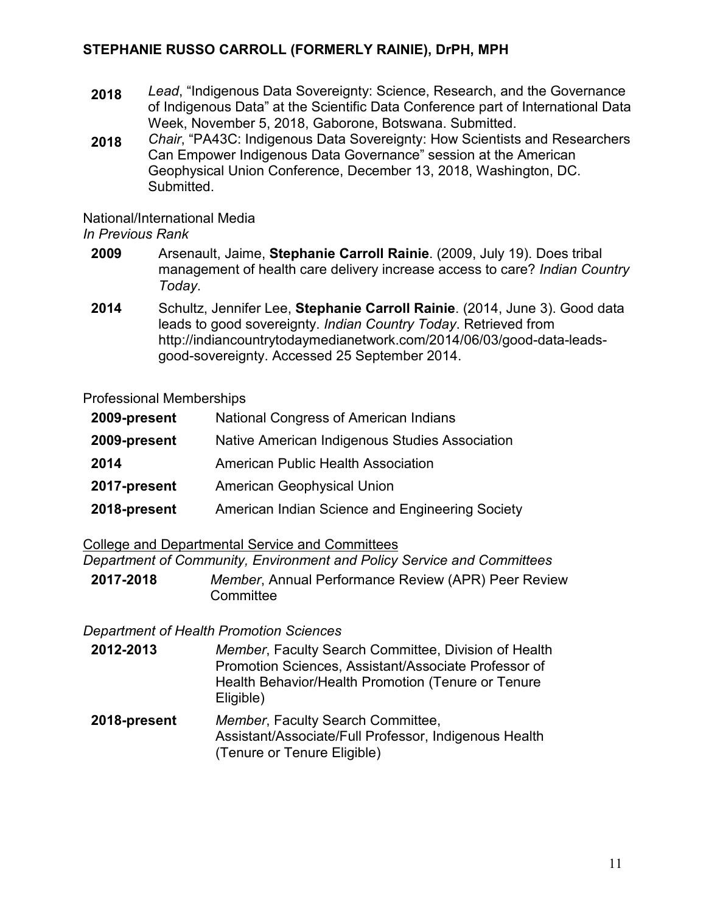- **2018** *Lead*, "Indigenous Data Sovereignty: Science, Research, and the Governance of Indigenous Data" at the Scientific Data Conference part of International Data Week, November 5, 2018, Gaborone, Botswana. Submitted.
- **2018** *Chair*, "PA43C: Indigenous Data Sovereignty: How Scientists and Researchers Can Empower Indigenous Data Governance" session at the American Geophysical Union Conference, December 13, 2018, Washington, DC. Submitted.

National/International Media

*In Previous Rank*

- **2009** Arsenault, Jaime, **Stephanie Carroll Rainie**. (2009, July 19). Does tribal management of health care delivery increase access to care? *Indian Country Today*.
- **2014** Schultz, Jennifer Lee, **Stephanie Carroll Rainie**. (2014, June 3). Good data leads to good sovereignty. *Indian Country Today*. Retrieved from http://indiancountrytodaymedianetwork.com/2014/06/03/good-data-leads-good-sovereignty. Accessed 25 September 2014.

Professional Memberships

- **2009-present** National Congress of American Indians
- **2009-present** Native American Indigenous Studies Association
- **2014** American Public Health Association
- **2017-present** American Geophysical Union
- **2018-present** American Indian Science and Engineering Society

College and Departmental Service and Committees

*Department of Community, Environment and Policy Service and Committees*

- **2017-2018** *Member*, Annual Performance Review (APR) Peer Review Committee

*Department of Health Promotion Sciences*

- **2012-2013** *Member*, Faculty Search Committee, Division of Health Promotion Sciences, Assistant/Associate Professor of Health Behavior/Health Promotion (Tenure or Tenure Eligible)
- **2018-present** *Member*, Faculty Search Committee, Assistant/Associate/Full Professor, Indigenous Health (Tenure or Tenure Eligible)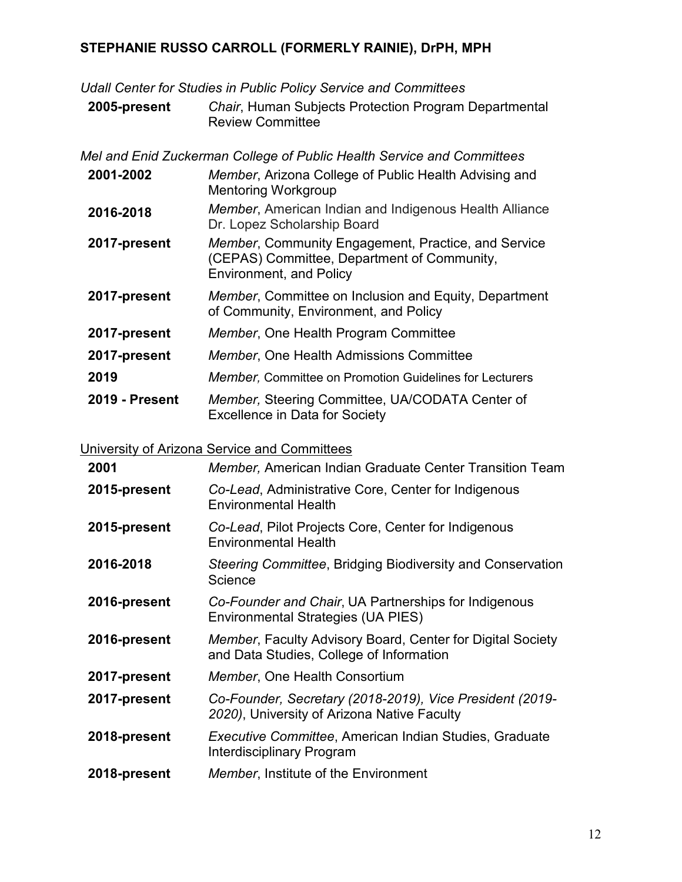*Udall Center for Studies in Public Policy Service and Committees*

| | |
|---|---|
| **2005-present** | *Chair*, Human Subjects Protection Program Departmental Review Committee |

*Mel and Enid Zuckerman College of Public Health Service and Committees*

| | |
|---|---|
| **2001-2002** | *Member*, Arizona College of Public Health Advising and Mentoring Workgroup |
| **2016-2018** | *Member*, American Indian and Indigenous Health Alliance Dr. Lopez Scholarship Board |
| **2017-present** | *Member*, Community Engagement, Practice, and Service (CEPAS) Committee, Department of Community, Environment, and Policy |
| **2017-present** | *Member*, Committee on Inclusion and Equity, Department of Community, Environment, and Policy |
| **2017-present** | *Member*, One Health Program Committee |
| **2017-present** | *Member*, One Health Admissions Committee |
| **2019** | *Member,* Committee on Promotion Guidelines for Lecturers |
| **2019 - Present** | *Member,* Steering Committee, UA/CODATA Center of Excellence in Data for Society |

<u>University of Arizona Service and Committees</u>

| | |
|---|---|
| **2001** | *Member,* American Indian Graduate Center Transition Team |
| **2015-present** | *Co-Lead*, Administrative Core, Center for Indigenous Environmental Health |
| **2015-present** | *Co-Lead*, Pilot Projects Core, Center for Indigenous Environmental Health |
| **2016-2018** | *Steering Committee*, Bridging Biodiversity and Conservation Science |
| **2016-present** | *Co-Founder and Chair*, UA Partnerships for Indigenous Environmental Strategies (UA PIES) |
| **2016-present** | *Member*, Faculty Advisory Board, Center for Digital Society and Data Studies, College of Information |
| **2017-present** | *Member*, One Health Consortium |
| **2017-present** | *Co-Founder, Secretary (2018-2019), Vice President (2019-2020)*, University of Arizona Native Faculty |
| **2018-present** | *Executive Committee*, American Indian Studies, Graduate Interdisciplinary Program |
| **2018-present** | *Member*, Institute of the Environment |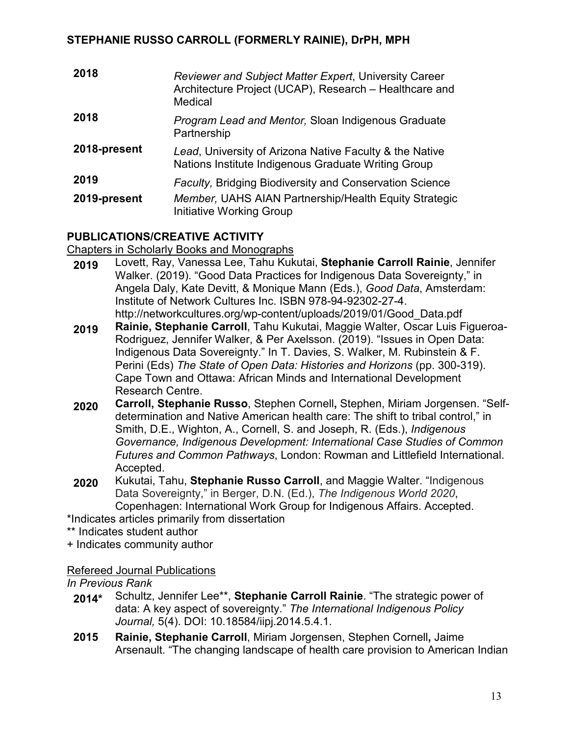| | |
|---|---|
| **2018** | *Reviewer and Subject Matter Expert*, University Career Architecture Project (UCAP), Research – Healthcare and Medical |
| **2018** | *Program Lead and Mentor,* Sloan Indigenous Graduate Partnership |
| **2018-present** | *Lead*, University of Arizona Native Faculty & the Native Nations Institute Indigenous Graduate Writing Group |
| **2019** | *Faculty,* Bridging Biodiversity and Conservation Science |
| **2019-present** | *Member,* UAHS AIAN Partnership/Health Equity Strategic Initiative Working Group |

## PUBLICATIONS/CREATIVE ACTIVITY

Chapters in Scholarly Books and Monographs

**2019** Lovett, Ray, Vanessa Lee, Tahu Kukutai, **Stephanie Carroll Rainie**, Jennifer Walker. (2019). "Good Data Practices for Indigenous Data Sovereignty," in Angela Daly, Kate Devitt, & Monique Mann (Eds.), *Good Data*, Amsterdam: Institute of Network Cultures Inc. ISBN 978-94-92302-27-4. http://networkcultures.org/wp-content/uploads/2019/01/Good_Data.pdf

**2019** **Rainie, Stephanie Carroll**, Tahu Kukutai, Maggie Walter, Oscar Luis Figueroa-Rodriguez, Jennifer Walker, & Per Axelsson. (2019). "Issues in Open Data: Indigenous Data Sovereignty." In T. Davies, S. Walker, M. Rubinstein & F. Perini (Eds) *The State of Open Data: Histories and Horizons* (pp. 300-319). Cape Town and Ottawa: African Minds and International Development Research Centre.

**2020** **Carroll, Stephanie Russo**, Stephen Cornell**,** Stephen, Miriam Jorgensen. "Self-determination and Native American health care: The shift to tribal control," in Smith, D.E., Wighton, A., Cornell, S. and Joseph, R. (Eds.), *Indigenous Governance, Indigenous Development: International Case Studies of Common Futures and Common Pathways*, London: Rowman and Littlefield International. Accepted.

**2020** Kukutai, Tahu, **Stephanie Russo Carroll**, and Maggie Walter. "Indigenous Data Sovereignty," in Berger, D.N. (Ed.), *The Indigenous World 2020*, Copenhagen: International Work Group for Indigenous Affairs. Accepted.

*Indicates articles primarily from dissertation
** Indicates student author
+ Indicates community author

Refereed Journal Publications

*In Previous Rank*

**2014*** Schultz, Jennifer Lee**, **Stephanie Carroll Rainie**. "The strategic power of data: A key aspect of sovereignty." *The International Indigenous Policy Journal,* 5(4). DOI: 10.18584/iipj.2014.5.4.1.

**2015** **Rainie, Stephanie Carroll**, Miriam Jorgensen, Stephen Cornell**,** Jaime Arsenault. "The changing landscape of health care provision to American Indian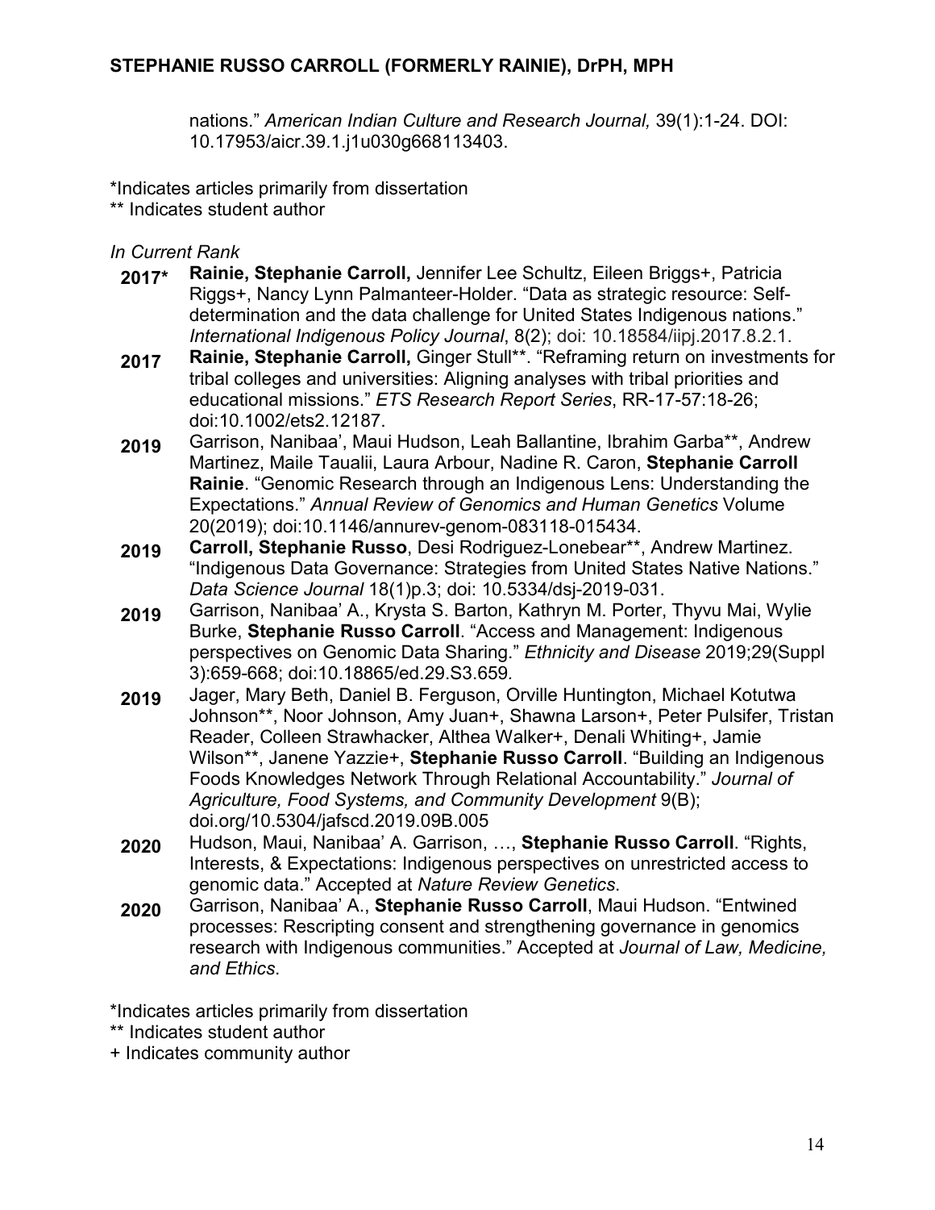nations." *American Indian Culture and Research Journal,* 39(1):1-24. DOI: 10.17953/aicr.39.1.j1u030g668113403.

*Indicates articles primarily from dissertation
** Indicates student author

*In Current Rank*

- **2017*** **Rainie, Stephanie Carroll,** Jennifer Lee Schultz, Eileen Briggs+, Patricia Riggs+, Nancy Lynn Palmanteer-Holder. "Data as strategic resource: Self-determination and the data challenge for United States Indigenous nations." *International Indigenous Policy Journal*, 8(2); doi: 10.18584/iipj.2017.8.2.1.
- **2017** **Rainie, Stephanie Carroll,** Ginger Stull**. "Reframing return on investments for tribal colleges and universities: Aligning analyses with tribal priorities and educational missions." *ETS Research Report Series*, RR-17-57:18-26; doi:10.1002/ets2.12187.
- **2019** Garrison, Nanibaa', Maui Hudson, Leah Ballantine, Ibrahim Garba**, Andrew Martinez, Maile Taualii, Laura Arbour, Nadine R. Caron, **Stephanie Carroll Rainie**. "Genomic Research through an Indigenous Lens: Understanding the Expectations." *Annual Review of Genomics and Human Genetics* Volume 20(2019); doi:10.1146/annurev-genom-083118-015434.
- **2019** **Carroll, Stephanie Russo**, Desi Rodriguez-Lonebear**, Andrew Martinez. "Indigenous Data Governance: Strategies from United States Native Nations." *Data Science Journal* 18(1)p.3; doi: 10.5334/dsj-2019-031.
- **2019** Garrison, Nanibaa' A., Krysta S. Barton, Kathryn M. Porter, Thyvu Mai, Wylie Burke, **Stephanie Russo Carroll**. "Access and Management: Indigenous perspectives on Genomic Data Sharing." *Ethnicity and Disease* 2019;29(Suppl 3):659-668; doi:10.18865/ed.29.S3.659.
- **2019** Jager, Mary Beth, Daniel B. Ferguson, Orville Huntington, Michael Kotutwa Johnson**, Noor Johnson, Amy Juan+, Shawna Larson+, Peter Pulsifer, Tristan Reader, Colleen Strawhacker, Althea Walker+, Denali Whiting+, Jamie Wilson**, Janene Yazzie+, **Stephanie Russo Carroll**. "Building an Indigenous Foods Knowledges Network Through Relational Accountability." *Journal of Agriculture, Food Systems, and Community Development* 9(B); doi.org/10.5304/jafscd.2019.09B.005
- **2020** Hudson, Maui, Nanibaa' A. Garrison, …, **Stephanie Russo Carroll**. "Rights, Interests, & Expectations: Indigenous perspectives on unrestricted access to genomic data." Accepted at *Nature Review Genetics*.
- **2020** Garrison, Nanibaa' A., **Stephanie Russo Carroll**, Maui Hudson. "Entwined processes: Rescripting consent and strengthening governance in genomics research with Indigenous communities." Accepted at *Journal of Law, Medicine, and Ethics*.

*Indicates articles primarily from dissertation
** Indicates student author
+ Indicates community author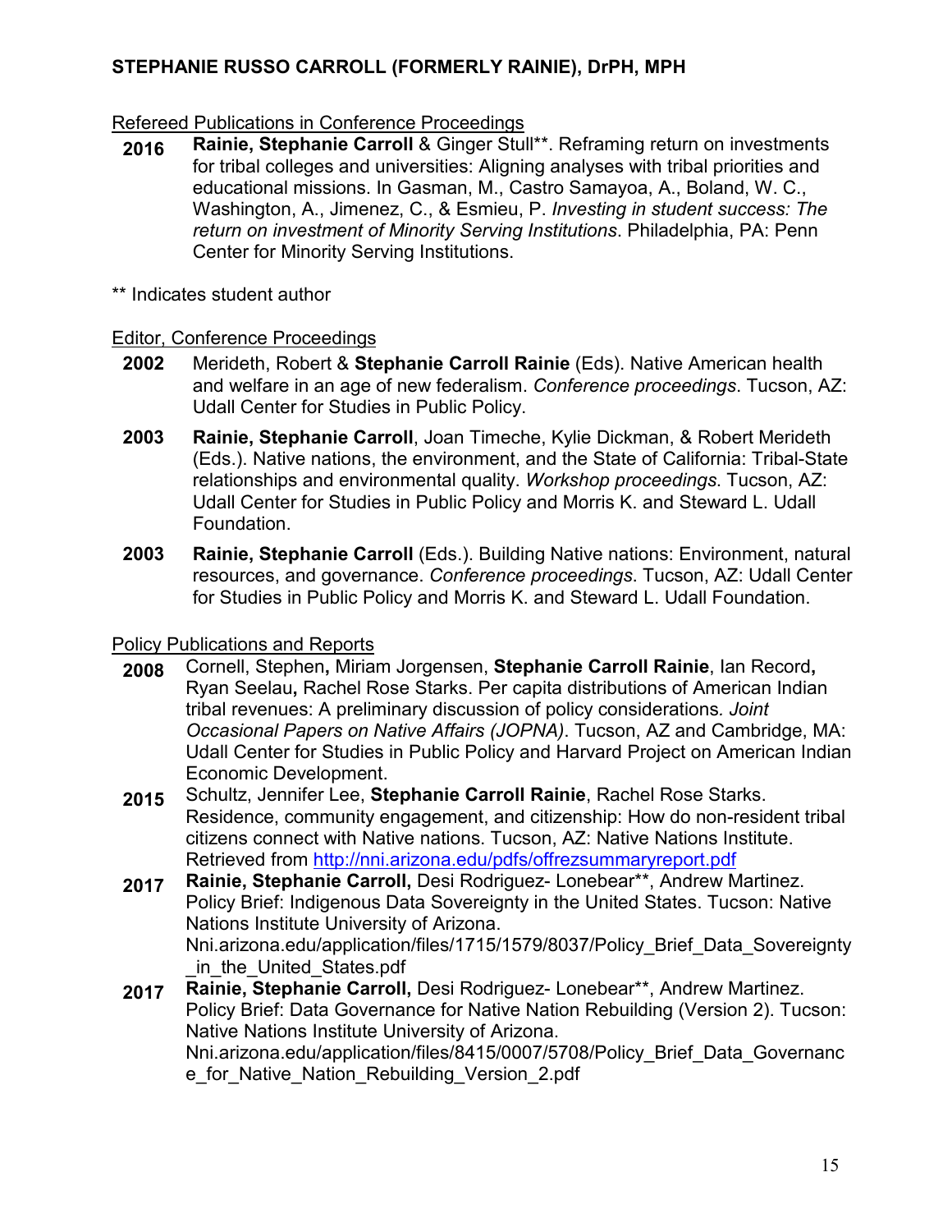Refereed Publications in Conference Proceedings

**2016** **Rainie, Stephanie Carroll** & Ginger Stull**. Reframing return on investments for tribal colleges and universities: Aligning analyses with tribal priorities and educational missions. In Gasman, M., Castro Samayoa, A., Boland, W. C., Washington, A., Jimenez, C., & Esmieu, P. *Investing in student success: The return on investment of Minority Serving Institutions*. Philadelphia, PA: Penn Center for Minority Serving Institutions.

** Indicates student author

Editor, Conference Proceedings

**2002** Merideth, Robert & **Stephanie Carroll Rainie** (Eds). Native American health and welfare in an age of new federalism. *Conference proceedings*. Tucson, AZ: Udall Center for Studies in Public Policy.

**2003** **Rainie, Stephanie Carroll**, Joan Timeche, Kylie Dickman, & Robert Merideth (Eds.). Native nations, the environment, and the State of California: Tribal-State relationships and environmental quality. *Workshop proceedings*. Tucson, AZ: Udall Center for Studies in Public Policy and Morris K. and Steward L. Udall Foundation.

**2003** **Rainie, Stephanie Carroll** (Eds.). Building Native nations: Environment, natural resources, and governance. *Conference proceedings*. Tucson, AZ: Udall Center for Studies in Public Policy and Morris K. and Steward L. Udall Foundation.

Policy Publications and Reports

**2008** Cornell, Stephen**,** Miriam Jorgensen, **Stephanie Carroll Rainie**, Ian Record**,** Ryan Seelau**,** Rachel Rose Starks. Per capita distributions of American Indian tribal revenues: A preliminary discussion of policy considerations*. Joint Occasional Papers on Native Affairs (JOPNA)*. Tucson, AZ and Cambridge, MA: Udall Center for Studies in Public Policy and Harvard Project on American Indian Economic Development.

**2015** Schultz, Jennifer Lee, **Stephanie Carroll Rainie**, Rachel Rose Starks. Residence, community engagement, and citizenship: How do non-resident tribal citizens connect with Native nations. Tucson, AZ: Native Nations Institute. Retrieved from http://nni.arizona.edu/pdfs/offrezsummaryreport.pdf

**2017** **Rainie, Stephanie Carroll,** Desi Rodriguez- Lonebear**, Andrew Martinez. Policy Brief: Indigenous Data Sovereignty in the United States. Tucson: Native Nations Institute University of Arizona. Nni.arizona.edu/application/files/1715/1579/8037/Policy_Brief_Data_Sovereignty_in_the_United_States.pdf

**2017** **Rainie, Stephanie Carroll,** Desi Rodriguez- Lonebear**, Andrew Martinez. Policy Brief: Data Governance for Native Nation Rebuilding (Version 2). Tucson: Native Nations Institute University of Arizona. Nni.arizona.edu/application/files/8415/0007/5708/Policy_Brief_Data_Governance_for_Native_Nation_Rebuilding_Version_2.pdf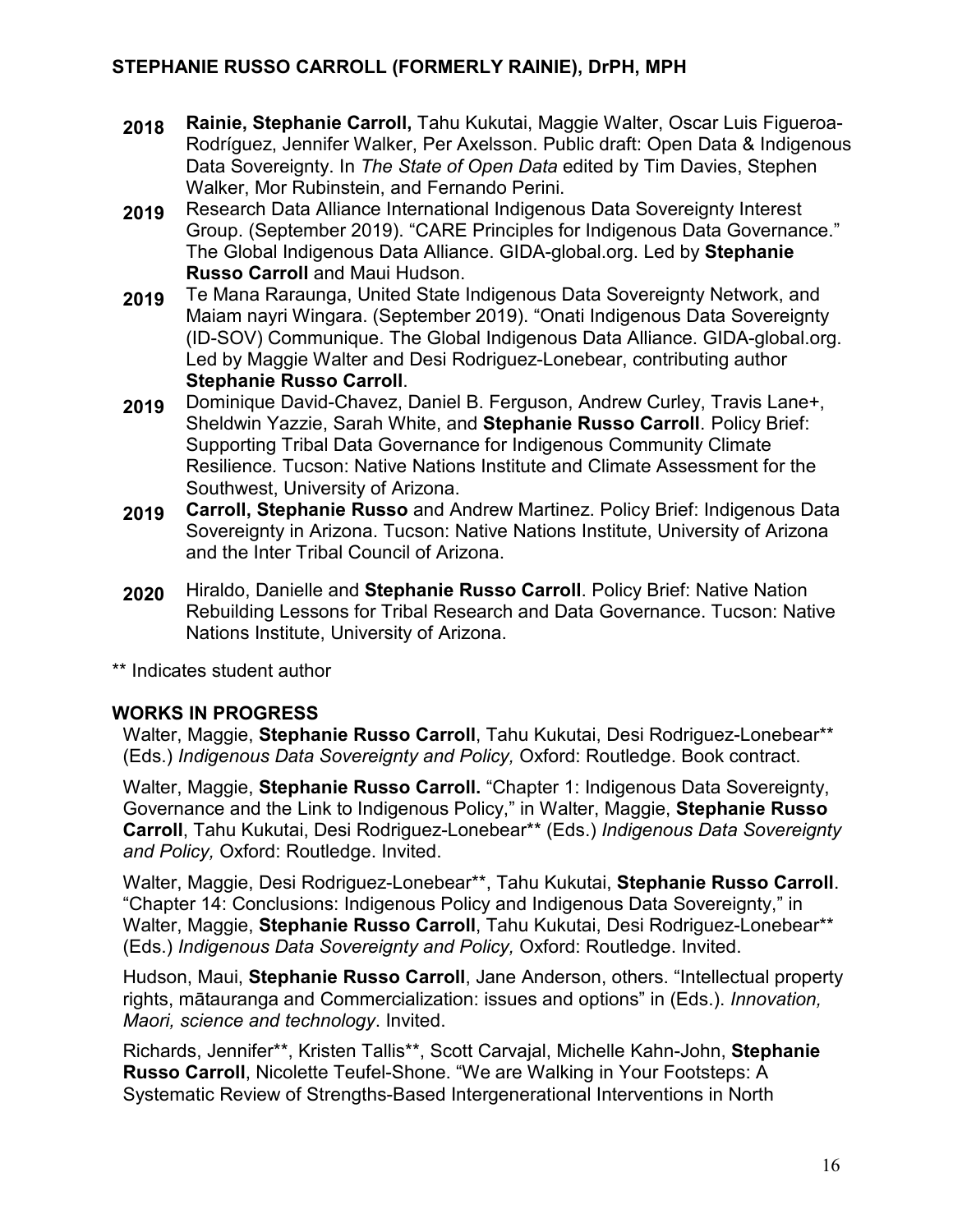**2018** **Rainie, Stephanie Carroll,** Tahu Kukutai, Maggie Walter, Oscar Luis Figueroa-Rodríguez, Jennifer Walker, Per Axelsson. Public draft: Open Data & Indigenous Data Sovereignty. In *The State of Open Data* edited by Tim Davies, Stephen Walker, Mor Rubinstein, and Fernando Perini.

**2019** Research Data Alliance International Indigenous Data Sovereignty Interest Group. (September 2019). "CARE Principles for Indigenous Data Governance." The Global Indigenous Data Alliance. GIDA-global.org. Led by **Stephanie Russo Carroll** and Maui Hudson.

**2019** Te Mana Raraunga, United State Indigenous Data Sovereignty Network, and Maiam nayri Wingara. (September 2019). "Onati Indigenous Data Sovereignty (ID-SOV) Communique. The Global Indigenous Data Alliance. GIDA-global.org. Led by Maggie Walter and Desi Rodriguez-Lonebear, contributing author **Stephanie Russo Carroll**.

**2019** Dominique David-Chavez, Daniel B. Ferguson, Andrew Curley, Travis Lane+, Sheldwin Yazzie, Sarah White, and **Stephanie Russo Carroll**. Policy Brief: Supporting Tribal Data Governance for Indigenous Community Climate Resilience. Tucson: Native Nations Institute and Climate Assessment for the Southwest, University of Arizona.

**2019** **Carroll, Stephanie Russo** and Andrew Martinez. Policy Brief: Indigenous Data Sovereignty in Arizona. Tucson: Native Nations Institute, University of Arizona and the Inter Tribal Council of Arizona.

**2020** Hiraldo, Danielle and **Stephanie Russo Carroll**. Policy Brief: Native Nation Rebuilding Lessons for Tribal Research and Data Governance. Tucson: Native Nations Institute, University of Arizona.

** Indicates student author

## WORKS IN PROGRESS

Walter, Maggie, **Stephanie Russo Carroll**, Tahu Kukutai, Desi Rodriguez-Lonebear** (Eds.) *Indigenous Data Sovereignty and Policy,* Oxford: Routledge. Book contract.

Walter, Maggie, **Stephanie Russo Carroll.** "Chapter 1: Indigenous Data Sovereignty, Governance and the Link to Indigenous Policy," in Walter, Maggie, **Stephanie Russo Carroll**, Tahu Kukutai, Desi Rodriguez-Lonebear** (Eds.) *Indigenous Data Sovereignty and Policy,* Oxford: Routledge. Invited.

Walter, Maggie, Desi Rodriguez-Lonebear**, Tahu Kukutai, **Stephanie Russo Carroll**. "Chapter 14: Conclusions: Indigenous Policy and Indigenous Data Sovereignty," in Walter, Maggie, **Stephanie Russo Carroll**, Tahu Kukutai, Desi Rodriguez-Lonebear** (Eds.) *Indigenous Data Sovereignty and Policy,* Oxford: Routledge. Invited.

Hudson, Maui, **Stephanie Russo Carroll**, Jane Anderson, others. "Intellectual property rights, mātauranga and Commercialization: issues and options" in (Eds.). *Innovation, Maori, science and technology*. Invited.

Richards, Jennifer**, Kristen Tallis**, Scott Carvajal, Michelle Kahn-John, **Stephanie Russo Carroll**, Nicolette Teufel-Shone. "We are Walking in Your Footsteps: A Systematic Review of Strengths-Based Intergenerational Interventions in North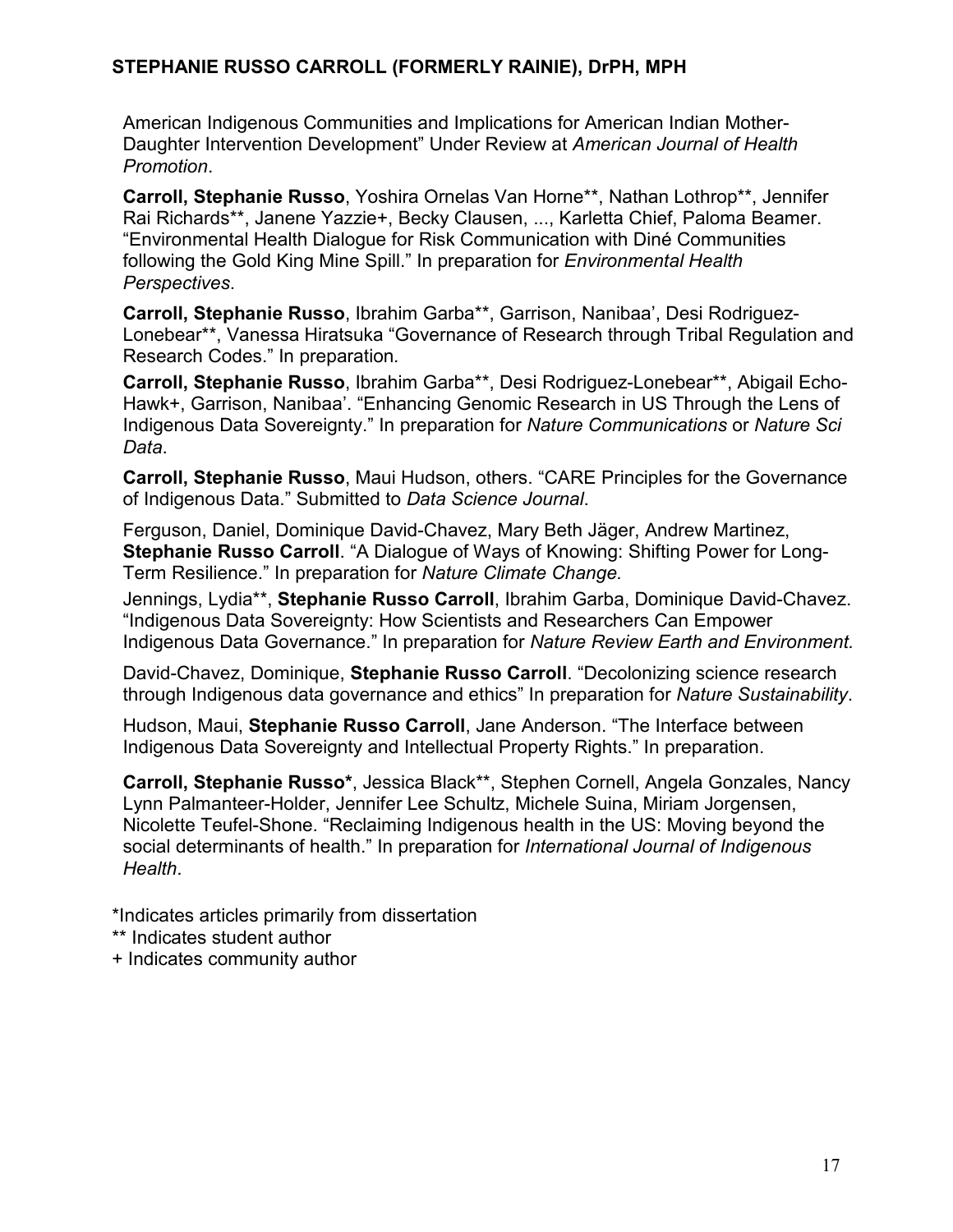American Indigenous Communities and Implications for American Indian Mother-Daughter Intervention Development" Under Review at *American Journal of Health Promotion*.

**Carroll, Stephanie Russo**, Yoshira Ornelas Van Horne**, Nathan Lothrop**, Jennifer Rai Richards**, Janene Yazzie+, Becky Clausen, ..., Karletta Chief, Paloma Beamer. "Environmental Health Dialogue for Risk Communication with Diné Communities following the Gold King Mine Spill." In preparation for *Environmental Health Perspectives*.

**Carroll, Stephanie Russo**, Ibrahim Garba**, Garrison, Nanibaa', Desi Rodriguez-Lonebear**, Vanessa Hiratsuka "Governance of Research through Tribal Regulation and Research Codes." In preparation.

**Carroll, Stephanie Russo**, Ibrahim Garba**, Desi Rodriguez-Lonebear**, Abigail Echo-Hawk+, Garrison, Nanibaa'. "Enhancing Genomic Research in US Through the Lens of Indigenous Data Sovereignty." In preparation for *Nature Communications* or *Nature Sci Data*.

**Carroll, Stephanie Russo**, Maui Hudson, others. "CARE Principles for the Governance of Indigenous Data." Submitted to *Data Science Journal*.

Ferguson, Daniel, Dominique David-Chavez, Mary Beth Jäger, Andrew Martinez, **Stephanie Russo Carroll**. "A Dialogue of Ways of Knowing: Shifting Power for Long-Term Resilience." In preparation for *Nature Climate Change.*

Jennings, Lydia**, **Stephanie Russo Carroll**, Ibrahim Garba, Dominique David-Chavez. "Indigenous Data Sovereignty: How Scientists and Researchers Can Empower Indigenous Data Governance." In preparation for *Nature Review Earth and Environment.*

David-Chavez, Dominique, **Stephanie Russo Carroll**. "Decolonizing science research through Indigenous data governance and ethics" In preparation for *Nature Sustainability*.

Hudson, Maui, **Stephanie Russo Carroll**, Jane Anderson. "The Interface between Indigenous Data Sovereignty and Intellectual Property Rights." In preparation.

**Carroll, Stephanie Russo***, Jessica Black**, Stephen Cornell, Angela Gonzales, Nancy Lynn Palmanteer-Holder, Jennifer Lee Schultz, Michele Suina, Miriam Jorgensen, Nicolette Teufel-Shone. "Reclaiming Indigenous health in the US: Moving beyond the social determinants of health." In preparation for *International Journal of Indigenous Health*.

*Indicates articles primarily from dissertation
** Indicates student author
+ Indicates community author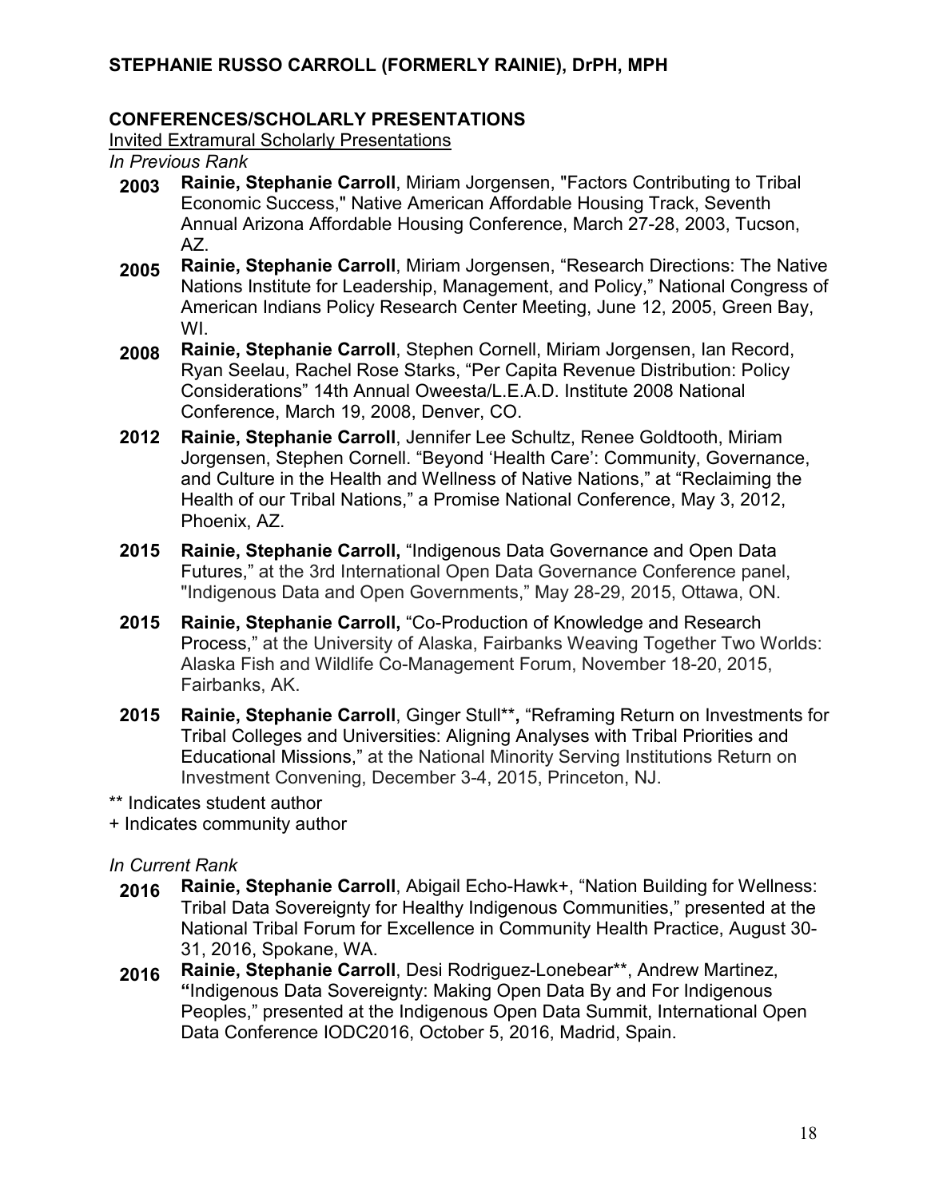## CONFERENCES/SCHOLARLY PRESENTATIONS

Invited Extramural Scholarly Presentations

*In Previous Rank*

- **2003** **Rainie, Stephanie Carroll**, Miriam Jorgensen, "Factors Contributing to Tribal Economic Success," Native American Affordable Housing Track, Seventh Annual Arizona Affordable Housing Conference, March 27-28, 2003, Tucson, AZ.
- **2005** **Rainie, Stephanie Carroll**, Miriam Jorgensen, "Research Directions: The Native Nations Institute for Leadership, Management, and Policy," National Congress of American Indians Policy Research Center Meeting, June 12, 2005, Green Bay, WI.
- **2008** **Rainie, Stephanie Carroll**, Stephen Cornell, Miriam Jorgensen, Ian Record, Ryan Seelau, Rachel Rose Starks, "Per Capita Revenue Distribution: Policy Considerations" 14th Annual Oweesta/L.E.A.D. Institute 2008 National Conference, March 19, 2008, Denver, CO.
- **2012** **Rainie, Stephanie Carroll**, Jennifer Lee Schultz, Renee Goldtooth, Miriam Jorgensen, Stephen Cornell. "Beyond 'Health Care': Community, Governance, and Culture in the Health and Wellness of Native Nations," at "Reclaiming the Health of our Tribal Nations," a Promise National Conference, May 3, 2012, Phoenix, AZ.
- **2015** **Rainie, Stephanie Carroll,** "Indigenous Data Governance and Open Data Futures," at the 3rd International Open Data Governance Conference panel, "Indigenous Data and Open Governments," May 28-29, 2015, Ottawa, ON.
- **2015** **Rainie, Stephanie Carroll,** "Co-Production of Knowledge and Research Process," at the University of Alaska, Fairbanks Weaving Together Two Worlds: Alaska Fish and Wildlife Co-Management Forum, November 18-20, 2015, Fairbanks, AK.
- **2015** **Rainie, Stephanie Carroll**, Ginger Stull**, "Reframing Return on Investments for Tribal Colleges and Universities: Aligning Analyses with Tribal Priorities and Educational Missions," at the National Minority Serving Institutions Return on Investment Convening, December 3-4, 2015, Princeton, NJ.

** Indicates student author
+ Indicates community author

*In Current Rank*

- **2016** **Rainie, Stephanie Carroll**, Abigail Echo-Hawk+, "Nation Building for Wellness: Tribal Data Sovereignty for Healthy Indigenous Communities," presented at the National Tribal Forum for Excellence in Community Health Practice, August 30-31, 2016, Spokane, WA.
- **2016** **Rainie, Stephanie Carroll**, Desi Rodriguez-Lonebear**, Andrew Martinez, "Indigenous Data Sovereignty: Making Open Data By and For Indigenous Peoples," presented at the Indigenous Open Data Summit, International Open Data Conference IODC2016, October 5, 2016, Madrid, Spain.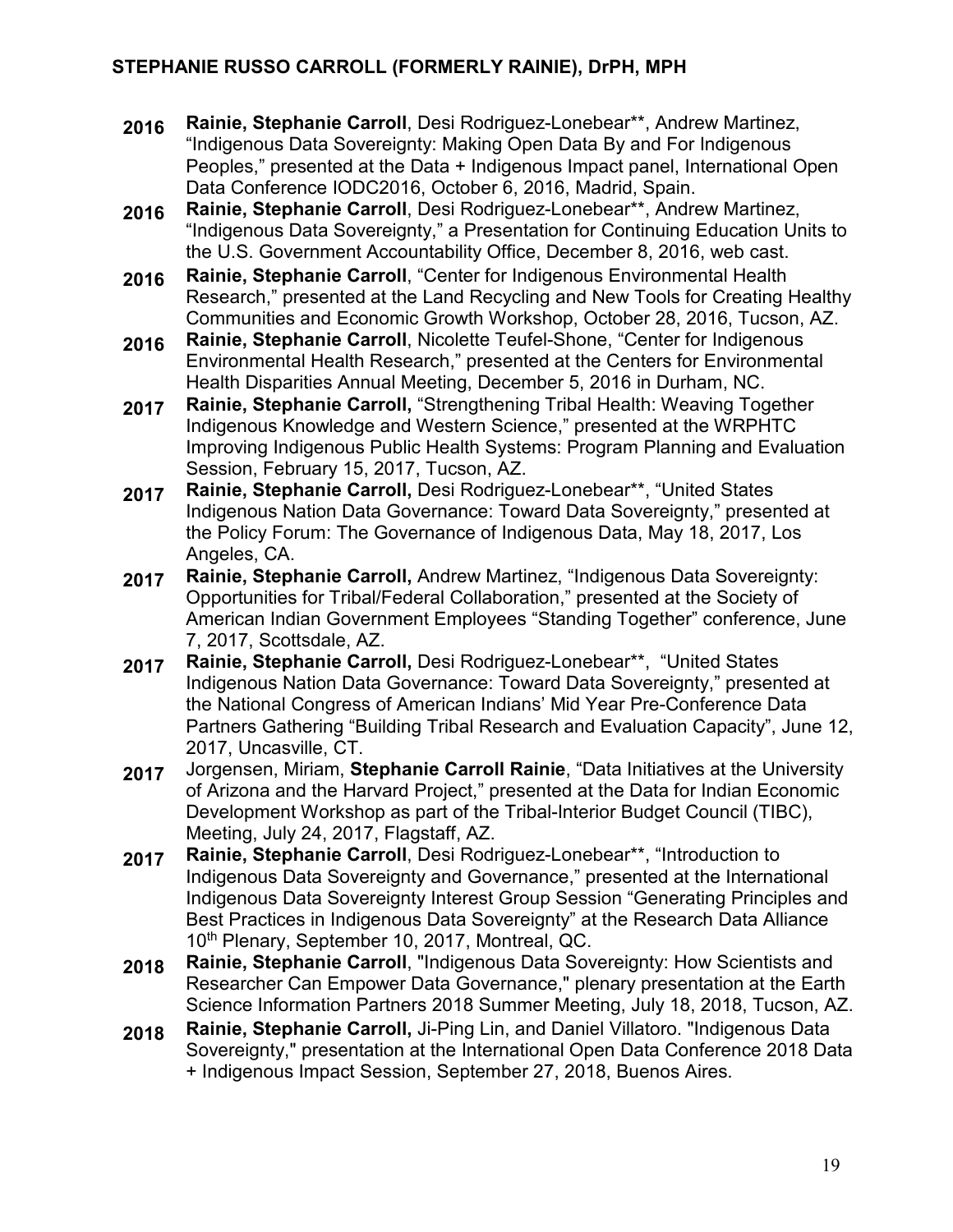- **2016** **Rainie, Stephanie Carroll**, Desi Rodriguez-Lonebear**, Andrew Martinez, "Indigenous Data Sovereignty: Making Open Data By and For Indigenous Peoples," presented at the Data + Indigenous Impact panel, International Open Data Conference IODC2016, October 6, 2016, Madrid, Spain.
- **2016** **Rainie, Stephanie Carroll**, Desi Rodriguez-Lonebear**, Andrew Martinez, "Indigenous Data Sovereignty," a Presentation for Continuing Education Units to the U.S. Government Accountability Office, December 8, 2016, web cast.
- **2016** **Rainie, Stephanie Carroll**, "Center for Indigenous Environmental Health Research," presented at the Land Recycling and New Tools for Creating Healthy Communities and Economic Growth Workshop, October 28, 2016, Tucson, AZ.
- **2016** **Rainie, Stephanie Carroll**, Nicolette Teufel-Shone, "Center for Indigenous Environmental Health Research," presented at the Centers for Environmental Health Disparities Annual Meeting, December 5, 2016 in Durham, NC.
- **2017** **Rainie, Stephanie Carroll,** "Strengthening Tribal Health: Weaving Together Indigenous Knowledge and Western Science," presented at the WRPHTC Improving Indigenous Public Health Systems: Program Planning and Evaluation Session, February 15, 2017, Tucson, AZ.
- **2017** **Rainie, Stephanie Carroll,** Desi Rodriguez-Lonebear**, "United States Indigenous Nation Data Governance: Toward Data Sovereignty," presented at the Policy Forum: The Governance of Indigenous Data, May 18, 2017, Los Angeles, CA.
- **2017** **Rainie, Stephanie Carroll,** Andrew Martinez, "Indigenous Data Sovereignty: Opportunities for Tribal/Federal Collaboration," presented at the Society of American Indian Government Employees "Standing Together" conference, June 7, 2017, Scottsdale, AZ.
- **2017** **Rainie, Stephanie Carroll,** Desi Rodriguez-Lonebear**, "United States Indigenous Nation Data Governance: Toward Data Sovereignty," presented at the National Congress of American Indians' Mid Year Pre-Conference Data Partners Gathering "Building Tribal Research and Evaluation Capacity", June 12, 2017, Uncasville, CT.
- **2017** Jorgensen, Miriam, **Stephanie Carroll Rainie**, "Data Initiatives at the University of Arizona and the Harvard Project," presented at the Data for Indian Economic Development Workshop as part of the Tribal-Interior Budget Council (TIBC), Meeting, July 24, 2017, Flagstaff, AZ.
- **2017** **Rainie, Stephanie Carroll**, Desi Rodriguez-Lonebear**, "Introduction to Indigenous Data Sovereignty and Governance," presented at the International Indigenous Data Sovereignty Interest Group Session "Generating Principles and Best Practices in Indigenous Data Sovereignty" at the Research Data Alliance 10th Plenary, September 10, 2017, Montreal, QC.
- **2018** **Rainie, Stephanie Carroll**, "Indigenous Data Sovereignty: How Scientists and Researcher Can Empower Data Governance," plenary presentation at the Earth Science Information Partners 2018 Summer Meeting, July 18, 2018, Tucson, AZ.
- **2018** **Rainie, Stephanie Carroll,** Ji-Ping Lin, and Daniel Villatoro. "Indigenous Data Sovereignty," presentation at the International Open Data Conference 2018 Data + Indigenous Impact Session, September 27, 2018, Buenos Aires.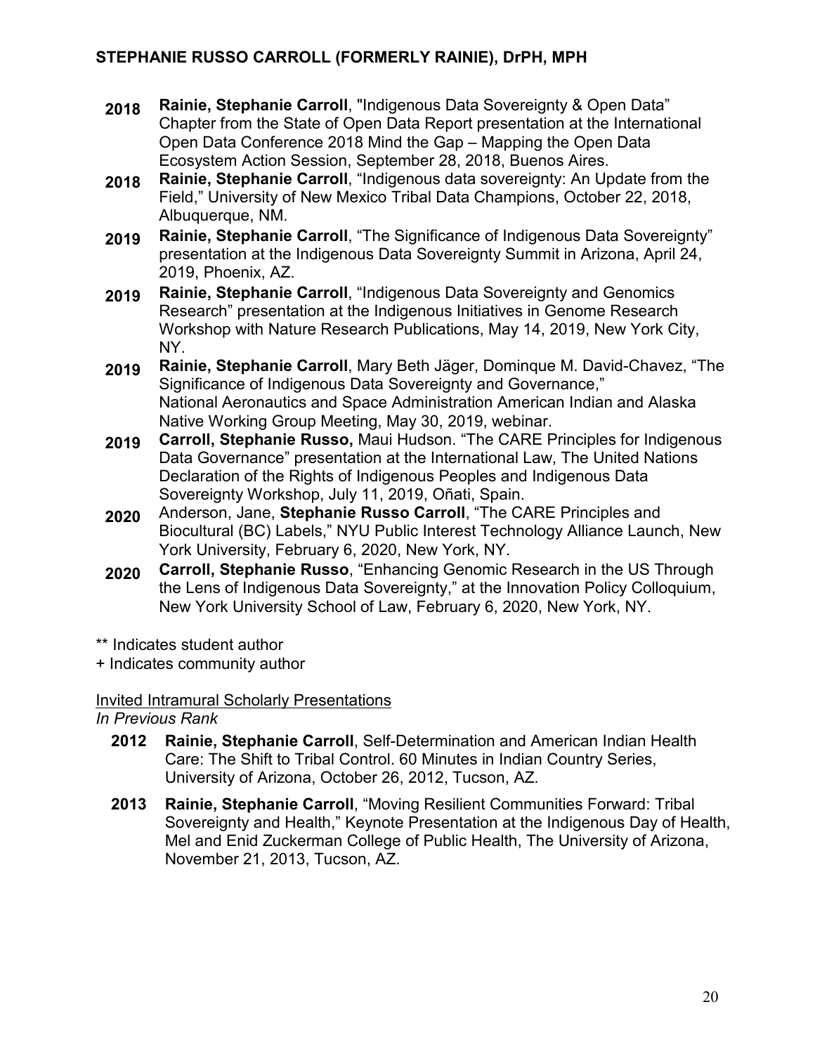**2018** **Rainie, Stephanie Carroll**, "Indigenous Data Sovereignty & Open Data" Chapter from the State of Open Data Report presentation at the International Open Data Conference 2018 Mind the Gap – Mapping the Open Data Ecosystem Action Session, September 28, 2018, Buenos Aires.

**2018** **Rainie, Stephanie Carroll**, "Indigenous data sovereignty: An Update from the Field," University of New Mexico Tribal Data Champions, October 22, 2018, Albuquerque, NM.

**2019** **Rainie, Stephanie Carroll**, "The Significance of Indigenous Data Sovereignty" presentation at the Indigenous Data Sovereignty Summit in Arizona, April 24, 2019, Phoenix, AZ.

**2019** **Rainie, Stephanie Carroll**, "Indigenous Data Sovereignty and Genomics Research" presentation at the Indigenous Initiatives in Genome Research Workshop with Nature Research Publications, May 14, 2019, New York City, NY.

**2019** **Rainie, Stephanie Carroll**, Mary Beth Jäger, Dominque M. David-Chavez, "The Significance of Indigenous Data Sovereignty and Governance," National Aeronautics and Space Administration American Indian and Alaska Native Working Group Meeting, May 30, 2019, webinar.

**2019** **Carroll, Stephanie Russo,** Maui Hudson. "The CARE Principles for Indigenous Data Governance" presentation at the International Law, The United Nations Declaration of the Rights of Indigenous Peoples and Indigenous Data Sovereignty Workshop, July 11, 2019, Oñati, Spain.

**2020** Anderson, Jane, **Stephanie Russo Carroll**, "The CARE Principles and Biocultural (BC) Labels," NYU Public Interest Technology Alliance Launch, New York University, February 6, 2020, New York, NY.

**2020** **Carroll, Stephanie Russo**, "Enhancing Genomic Research in the US Through the Lens of Indigenous Data Sovereignty," at the Innovation Policy Colloquium, New York University School of Law, February 6, 2020, New York, NY.

** Indicates student author
+ Indicates community author

Invited Intramural Scholarly Presentations

*In Previous Rank*

**2012** **Rainie, Stephanie Carroll**, Self-Determination and American Indian Health Care: The Shift to Tribal Control. 60 Minutes in Indian Country Series, University of Arizona, October 26, 2012, Tucson, AZ.

**2013** **Rainie, Stephanie Carroll**, "Moving Resilient Communities Forward: Tribal Sovereignty and Health," Keynote Presentation at the Indigenous Day of Health, Mel and Enid Zuckerman College of Public Health, The University of Arizona, November 21, 2013, Tucson, AZ.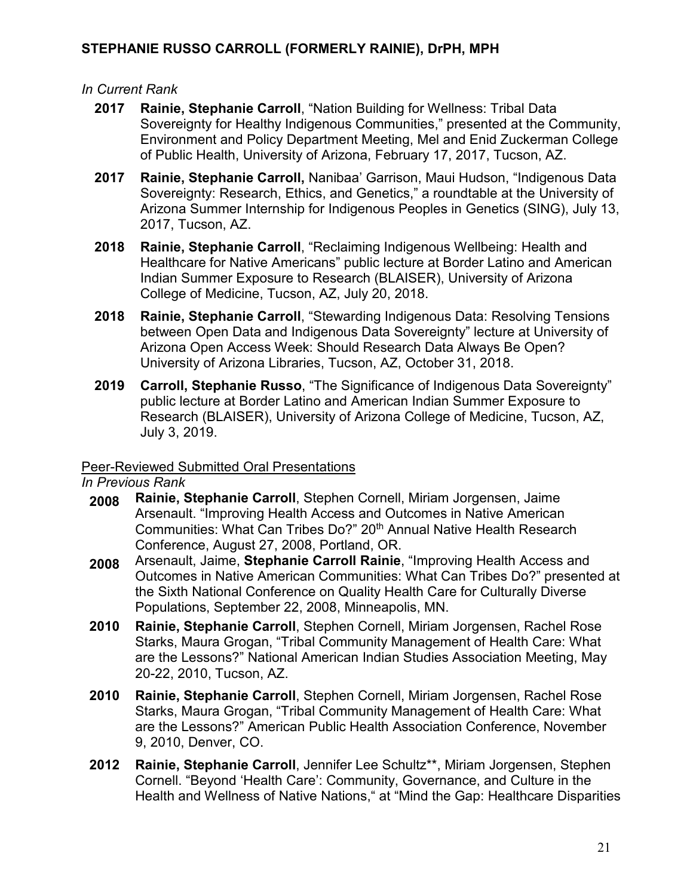*In Current Rank*

- **2017** **Rainie, Stephanie Carroll**, “Nation Building for Wellness: Tribal Data Sovereignty for Healthy Indigenous Communities,” presented at the Community, Environment and Policy Department Meeting, Mel and Enid Zuckerman College of Public Health, University of Arizona, February 17, 2017, Tucson, AZ.
- **2017** **Rainie, Stephanie Carroll,** Nanibaa’ Garrison, Maui Hudson, “Indigenous Data Sovereignty: Research, Ethics, and Genetics,” a roundtable at the University of Arizona Summer Internship for Indigenous Peoples in Genetics (SING), July 13, 2017, Tucson, AZ.
- **2018** **Rainie, Stephanie Carroll**, “Reclaiming Indigenous Wellbeing: Health and Healthcare for Native Americans” public lecture at Border Latino and American Indian Summer Exposure to Research (BLAISER), University of Arizona College of Medicine, Tucson, AZ, July 20, 2018.
- **2018** **Rainie, Stephanie Carroll**, “Stewarding Indigenous Data: Resolving Tensions between Open Data and Indigenous Data Sovereignty” lecture at University of Arizona Open Access Week: Should Research Data Always Be Open? University of Arizona Libraries, Tucson, AZ, October 31, 2018.
- **2019** **Carroll, Stephanie Russo**, “The Significance of Indigenous Data Sovereignty” public lecture at Border Latino and American Indian Summer Exposure to Research (BLAISER), University of Arizona College of Medicine, Tucson, AZ, July 3, 2019.

<u>Peer-Reviewed Submitted Oral Presentations</u>

*In Previous Rank*

- **2008** **Rainie, Stephanie Carroll**, Stephen Cornell, Miriam Jorgensen, Jaime Arsenault. “Improving Health Access and Outcomes in Native American Communities: What Can Tribes Do?” 20th Annual Native Health Research Conference, August 27, 2008, Portland, OR.
- **2008** Arsenault, Jaime, **Stephanie Carroll Rainie**, “Improving Health Access and Outcomes in Native American Communities: What Can Tribes Do?” presented at the Sixth National Conference on Quality Health Care for Culturally Diverse Populations, September 22, 2008, Minneapolis, MN.
- **2010** **Rainie, Stephanie Carroll**, Stephen Cornell, Miriam Jorgensen, Rachel Rose Starks, Maura Grogan, “Tribal Community Management of Health Care: What are the Lessons?” National American Indian Studies Association Meeting, May 20-22, 2010, Tucson, AZ.
- **2010** **Rainie, Stephanie Carroll**, Stephen Cornell, Miriam Jorgensen, Rachel Rose Starks, Maura Grogan, “Tribal Community Management of Health Care: What are the Lessons?” American Public Health Association Conference, November 9, 2010, Denver, CO.
- **2012** **Rainie, Stephanie Carroll**, Jennifer Lee Schultz**, Miriam Jorgensen, Stephen Cornell. “Beyond ‘Health Care’: Community, Governance, and Culture in the Health and Wellness of Native Nations,“ at “Mind the Gap: Healthcare Disparities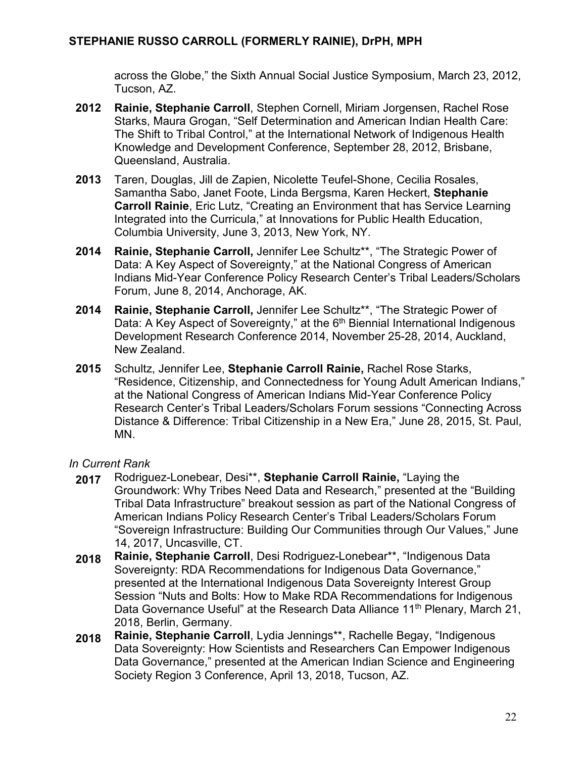across the Globe," the Sixth Annual Social Justice Symposium, March 23, 2012, Tucson, AZ.

**2012** **Rainie, Stephanie Carroll**, Stephen Cornell, Miriam Jorgensen, Rachel Rose Starks, Maura Grogan, "Self Determination and American Indian Health Care: The Shift to Tribal Control," at the International Network of Indigenous Health Knowledge and Development Conference, September 28, 2012, Brisbane, Queensland, Australia.

**2013** Taren, Douglas, Jill de Zapien, Nicolette Teufel-Shone, Cecilia Rosales, Samantha Sabo, Janet Foote, Linda Bergsma, Karen Heckert, **Stephanie Carroll Rainie**, Eric Lutz, "Creating an Environment that has Service Learning Integrated into the Curricula," at Innovations for Public Health Education, Columbia University, June 3, 2013, New York, NY.

**2014** **Rainie, Stephanie Carroll,** Jennifer Lee Schultz**, "The Strategic Power of Data: A Key Aspect of Sovereignty," at the National Congress of American Indians Mid-Year Conference Policy Research Center's Tribal Leaders/Scholars Forum, June 8, 2014, Anchorage, AK.

**2014** **Rainie, Stephanie Carroll,** Jennifer Lee Schultz**, "The Strategic Power of Data: A Key Aspect of Sovereignty," at the 6th Biennial International Indigenous Development Research Conference 2014, November 25-28, 2014, Auckland, New Zealand.

**2015** Schultz, Jennifer Lee, **Stephanie Carroll Rainie,** Rachel Rose Starks, "Residence, Citizenship, and Connectedness for Young Adult American Indians," at the National Congress of American Indians Mid-Year Conference Policy Research Center's Tribal Leaders/Scholars Forum sessions "Connecting Across Distance & Difference: Tribal Citizenship in a New Era," June 28, 2015, St. Paul, MN.

*In Current Rank*

**2017** Rodriguez-Lonebear, Desi**, **Stephanie Carroll Rainie,** "Laying the Groundwork: Why Tribes Need Data and Research," presented at the "Building Tribal Data Infrastructure" breakout session as part of the National Congress of American Indians Policy Research Center's Tribal Leaders/Scholars Forum "Sovereign Infrastructure: Building Our Communities through Our Values," June 14, 2017, Uncasville, CT.

**2018** **Rainie, Stephanie Carroll**, Desi Rodriguez-Lonebear**, "Indigenous Data Sovereignty: RDA Recommendations for Indigenous Data Governance," presented at the International Indigenous Data Sovereignty Interest Group Session "Nuts and Bolts: How to Make RDA Recommendations for Indigenous Data Governance Useful" at the Research Data Alliance 11th Plenary, March 21, 2018, Berlin, Germany.

**2018** **Rainie, Stephanie Carroll**, Lydia Jennings**, Rachelle Begay, "Indigenous Data Sovereignty: How Scientists and Researchers Can Empower Indigenous Data Governance," presented at the American Indian Science and Engineering Society Region 3 Conference, April 13, 2018, Tucson, AZ.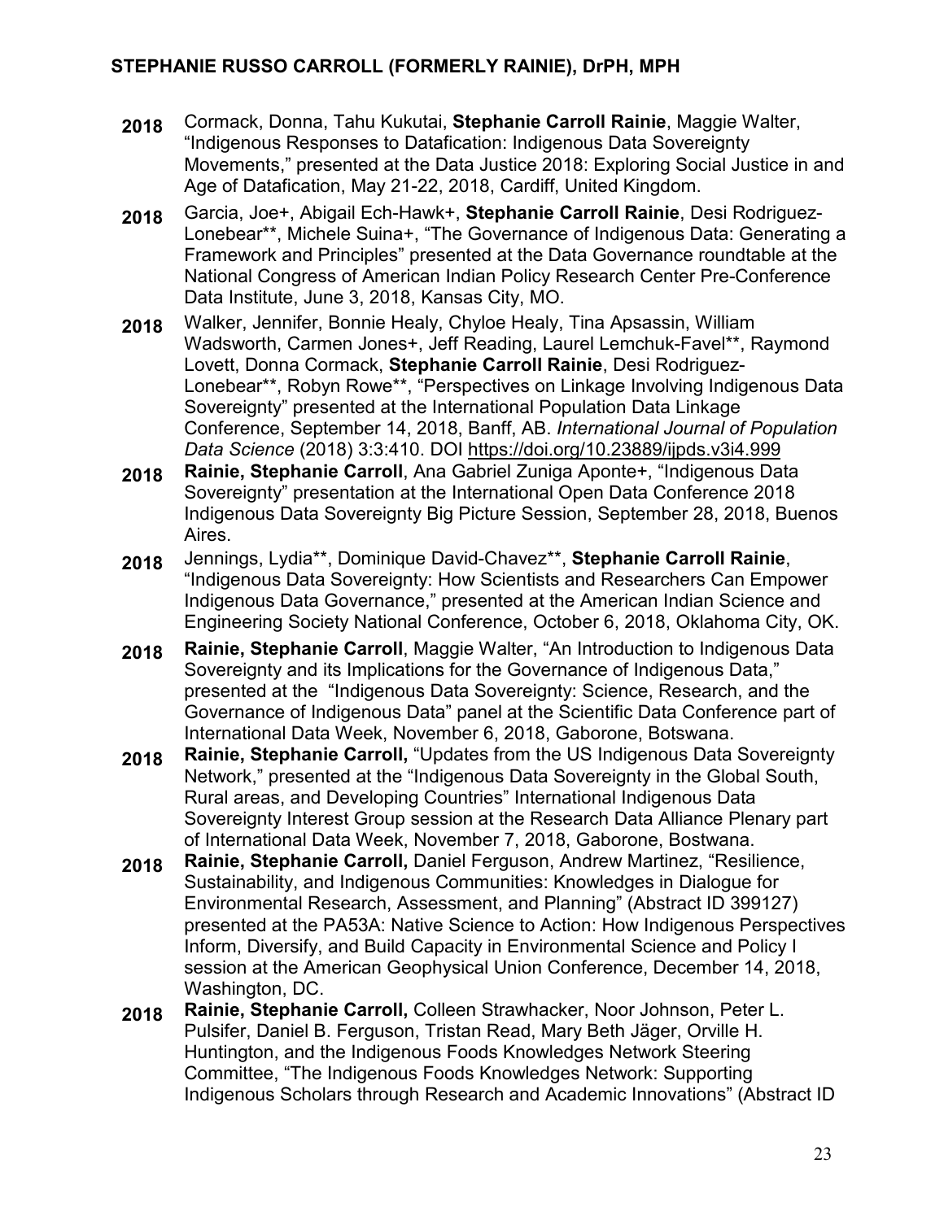**2018** Cormack, Donna, Tahu Kukutai, **Stephanie Carroll Rainie**, Maggie Walter, "Indigenous Responses to Datafication: Indigenous Data Sovereignty Movements," presented at the Data Justice 2018: Exploring Social Justice in and Age of Datafication, May 21-22, 2018, Cardiff, United Kingdom.

**2018** Garcia, Joe+, Abigail Ech-Hawk+, **Stephanie Carroll Rainie**, Desi Rodriguez-Lonebear**, Michele Suina+, "The Governance of Indigenous Data: Generating a Framework and Principles" presented at the Data Governance roundtable at the National Congress of American Indian Policy Research Center Pre-Conference Data Institute, June 3, 2018, Kansas City, MO.

**2018** Walker, Jennifer, Bonnie Healy, Chyloe Healy, Tina Apsassin, William Wadsworth, Carmen Jones+, Jeff Reading, Laurel Lemchuk-Favel**, Raymond Lovett, Donna Cormack, **Stephanie Carroll Rainie**, Desi Rodriguez-Lonebear**, Robyn Rowe**, "Perspectives on Linkage Involving Indigenous Data Sovereignty" presented at the International Population Data Linkage Conference, September 14, 2018, Banff, AB. *International Journal of Population Data Science* (2018) 3:3:410. DOI https://doi.org/10.23889/ijpds.v3i4.999

**2018** **Rainie, Stephanie Carroll**, Ana Gabriel Zuniga Aponte+, "Indigenous Data Sovereignty" presentation at the International Open Data Conference 2018 Indigenous Data Sovereignty Big Picture Session, September 28, 2018, Buenos Aires.

**2018** Jennings, Lydia**, Dominique David-Chavez**, **Stephanie Carroll Rainie**, "Indigenous Data Sovereignty: How Scientists and Researchers Can Empower Indigenous Data Governance," presented at the American Indian Science and Engineering Society National Conference, October 6, 2018, Oklahoma City, OK.

**2018** **Rainie, Stephanie Carroll**, Maggie Walter, "An Introduction to Indigenous Data Sovereignty and its Implications for the Governance of Indigenous Data," presented at the "Indigenous Data Sovereignty: Science, Research, and the Governance of Indigenous Data" panel at the Scientific Data Conference part of International Data Week, November 6, 2018, Gaborone, Botswana.

**2018** **Rainie, Stephanie Carroll,** "Updates from the US Indigenous Data Sovereignty Network," presented at the "Indigenous Data Sovereignty in the Global South, Rural areas, and Developing Countries" International Indigenous Data Sovereignty Interest Group session at the Research Data Alliance Plenary part of International Data Week, November 7, 2018, Gaborone, Bostwana.

**2018** **Rainie, Stephanie Carroll,** Daniel Ferguson, Andrew Martinez, "Resilience, Sustainability, and Indigenous Communities: Knowledges in Dialogue for Environmental Research, Assessment, and Planning" (Abstract ID 399127) presented at the PA53A: Native Science to Action: How Indigenous Perspectives Inform, Diversify, and Build Capacity in Environmental Science and Policy I session at the American Geophysical Union Conference, December 14, 2018, Washington, DC.

**2018** **Rainie, Stephanie Carroll,** Colleen Strawhacker, Noor Johnson, Peter L. Pulsifer, Daniel B. Ferguson, Tristan Read, Mary Beth Jäger, Orville H. Huntington, and the Indigenous Foods Knowledges Network Steering Committee, "The Indigenous Foods Knowledges Network: Supporting Indigenous Scholars through Research and Academic Innovations" (Abstract ID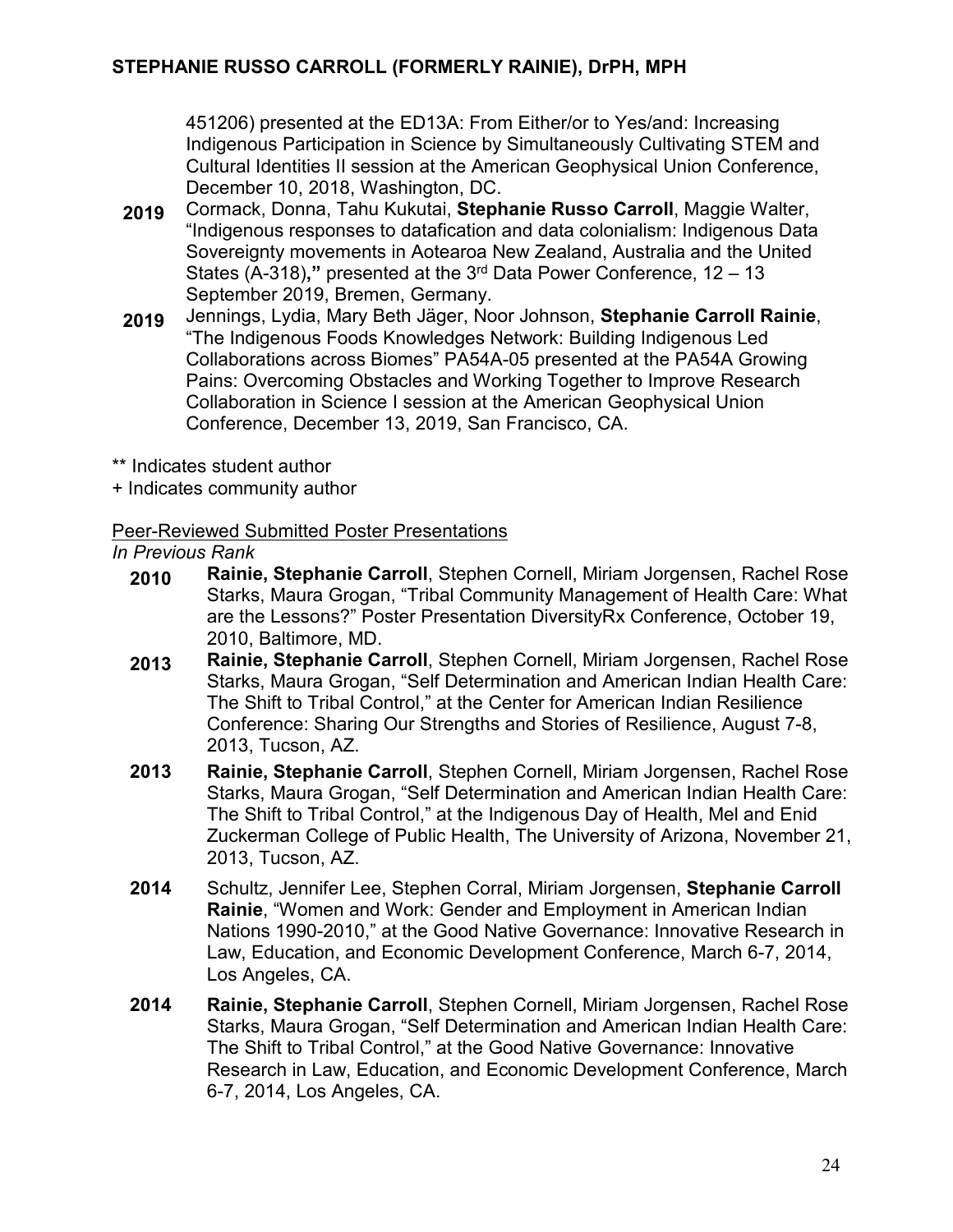451206) presented at the ED13A: From Either/or to Yes/and: Increasing Indigenous Participation in Science by Simultaneously Cultivating STEM and Cultural Identities II session at the American Geophysical Union Conference, December 10, 2018, Washington, DC.

**2019** Cormack, Donna, Tahu Kukutai, **Stephanie Russo Carroll**, Maggie Walter, "Indigenous responses to datafication and data colonialism: Indigenous Data Sovereignty movements in Aotearoa New Zealand, Australia and the United States (A-318)**,"** presented at the 3rd Data Power Conference, 12 – 13 September 2019, Bremen, Germany.

**2019** Jennings, Lydia, Mary Beth Jäger, Noor Johnson, **Stephanie Carroll Rainie**, "The Indigenous Foods Knowledges Network: Building Indigenous Led Collaborations across Biomes" PA54A-05 presented at the PA54A Growing Pains: Overcoming Obstacles and Working Together to Improve Research Collaboration in Science I session at the American Geophysical Union Conference, December 13, 2019, San Francisco, CA.

** Indicates student author
+ Indicates community author

Peer-Reviewed Submitted Poster Presentations

*In Previous Rank*

**2010** **Rainie, Stephanie Carroll**, Stephen Cornell, Miriam Jorgensen, Rachel Rose Starks, Maura Grogan, "Tribal Community Management of Health Care: What are the Lessons?" Poster Presentation DiversityRx Conference, October 19, 2010, Baltimore, MD.

**2013** **Rainie, Stephanie Carroll**, Stephen Cornell, Miriam Jorgensen, Rachel Rose Starks, Maura Grogan, "Self Determination and American Indian Health Care: The Shift to Tribal Control," at the Center for American Indian Resilience Conference: Sharing Our Strengths and Stories of Resilience, August 7-8, 2013, Tucson, AZ.

**2013** **Rainie, Stephanie Carroll**, Stephen Cornell, Miriam Jorgensen, Rachel Rose Starks, Maura Grogan, "Self Determination and American Indian Health Care: The Shift to Tribal Control," at the Indigenous Day of Health, Mel and Enid Zuckerman College of Public Health, The University of Arizona, November 21, 2013, Tucson, AZ.

**2014** Schultz, Jennifer Lee, Stephen Corral, Miriam Jorgensen, **Stephanie Carroll Rainie**, "Women and Work: Gender and Employment in American Indian Nations 1990-2010," at the Good Native Governance: Innovative Research in Law, Education, and Economic Development Conference, March 6-7, 2014, Los Angeles, CA.

**2014** **Rainie, Stephanie Carroll**, Stephen Cornell, Miriam Jorgensen, Rachel Rose Starks, Maura Grogan, "Self Determination and American Indian Health Care: The Shift to Tribal Control," at the Good Native Governance: Innovative Research in Law, Education, and Economic Development Conference, March 6-7, 2014, Los Angeles, CA.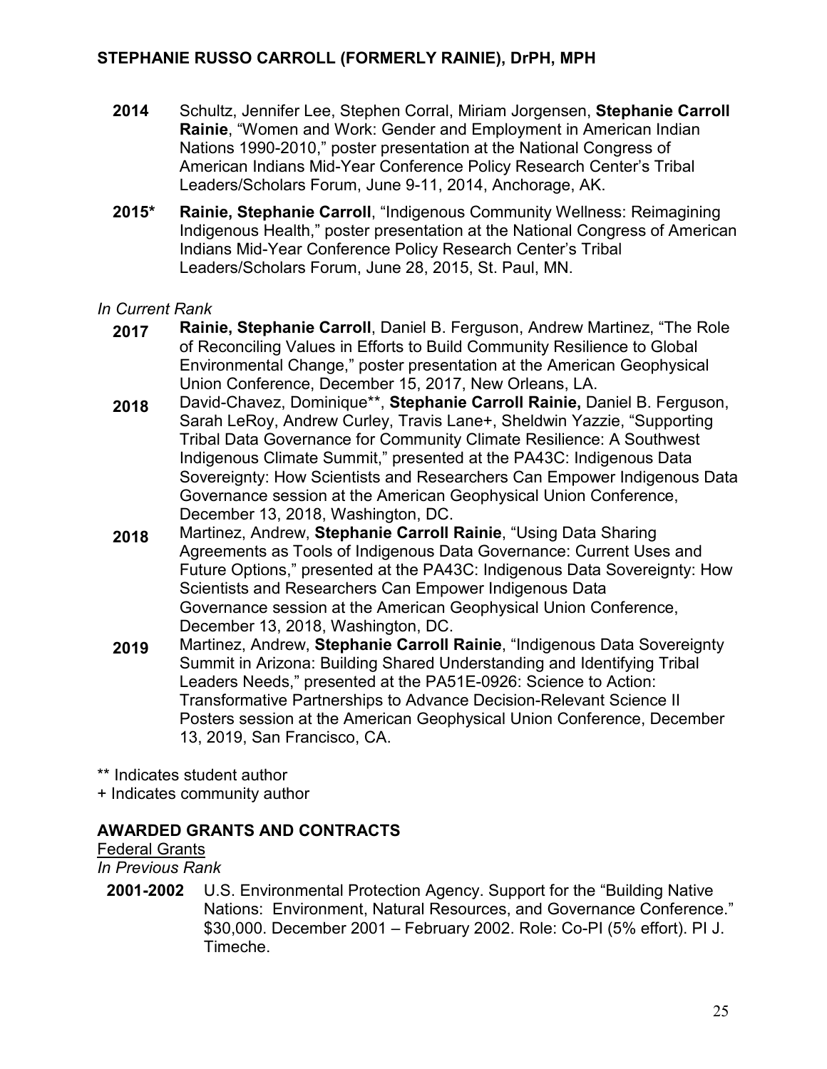**2014** Schultz, Jennifer Lee, Stephen Corral, Miriam Jorgensen, **Stephanie Carroll Rainie**, "Women and Work: Gender and Employment in American Indian Nations 1990-2010," poster presentation at the National Congress of American Indians Mid-Year Conference Policy Research Center's Tribal Leaders/Scholars Forum, June 9-11, 2014, Anchorage, AK.

**2015*** **Rainie, Stephanie Carroll**, "Indigenous Community Wellness: Reimagining Indigenous Health," poster presentation at the National Congress of American Indians Mid-Year Conference Policy Research Center's Tribal Leaders/Scholars Forum, June 28, 2015, St. Paul, MN.

*In Current Rank*

**2017** **Rainie, Stephanie Carroll**, Daniel B. Ferguson, Andrew Martinez, "The Role of Reconciling Values in Efforts to Build Community Resilience to Global Environmental Change," poster presentation at the American Geophysical Union Conference, December 15, 2017, New Orleans, LA.

**2018** David-Chavez, Dominique**, **Stephanie Carroll Rainie,** Daniel B. Ferguson, Sarah LeRoy, Andrew Curley, Travis Lane+, Sheldwin Yazzie, "Supporting Tribal Data Governance for Community Climate Resilience: A Southwest Indigenous Climate Summit," presented at the PA43C: Indigenous Data Sovereignty: How Scientists and Researchers Can Empower Indigenous Data Governance session at the American Geophysical Union Conference, December 13, 2018, Washington, DC.

**2018** Martinez, Andrew, **Stephanie Carroll Rainie**, "Using Data Sharing Agreements as Tools of Indigenous Data Governance: Current Uses and Future Options," presented at the PA43C: Indigenous Data Sovereignty: How Scientists and Researchers Can Empower Indigenous Data Governance session at the American Geophysical Union Conference, December 13, 2018, Washington, DC.

**2019** Martinez, Andrew, **Stephanie Carroll Rainie**, "Indigenous Data Sovereignty Summit in Arizona: Building Shared Understanding and Identifying Tribal Leaders Needs," presented at the PA51E-0926: Science to Action: Transformative Partnerships to Advance Decision-Relevant Science II Posters session at the American Geophysical Union Conference, December 13, 2019, San Francisco, CA.

** Indicates student author
+ Indicates community author

## AWARDED GRANTS AND CONTRACTS

Federal Grants

*In Previous Rank*

**2001-2002** U.S. Environmental Protection Agency. Support for the "Building Native Nations: Environment, Natural Resources, and Governance Conference." $30,000. December 2001 – February 2002. Role: Co-PI (5% effort). PI J. Timeche.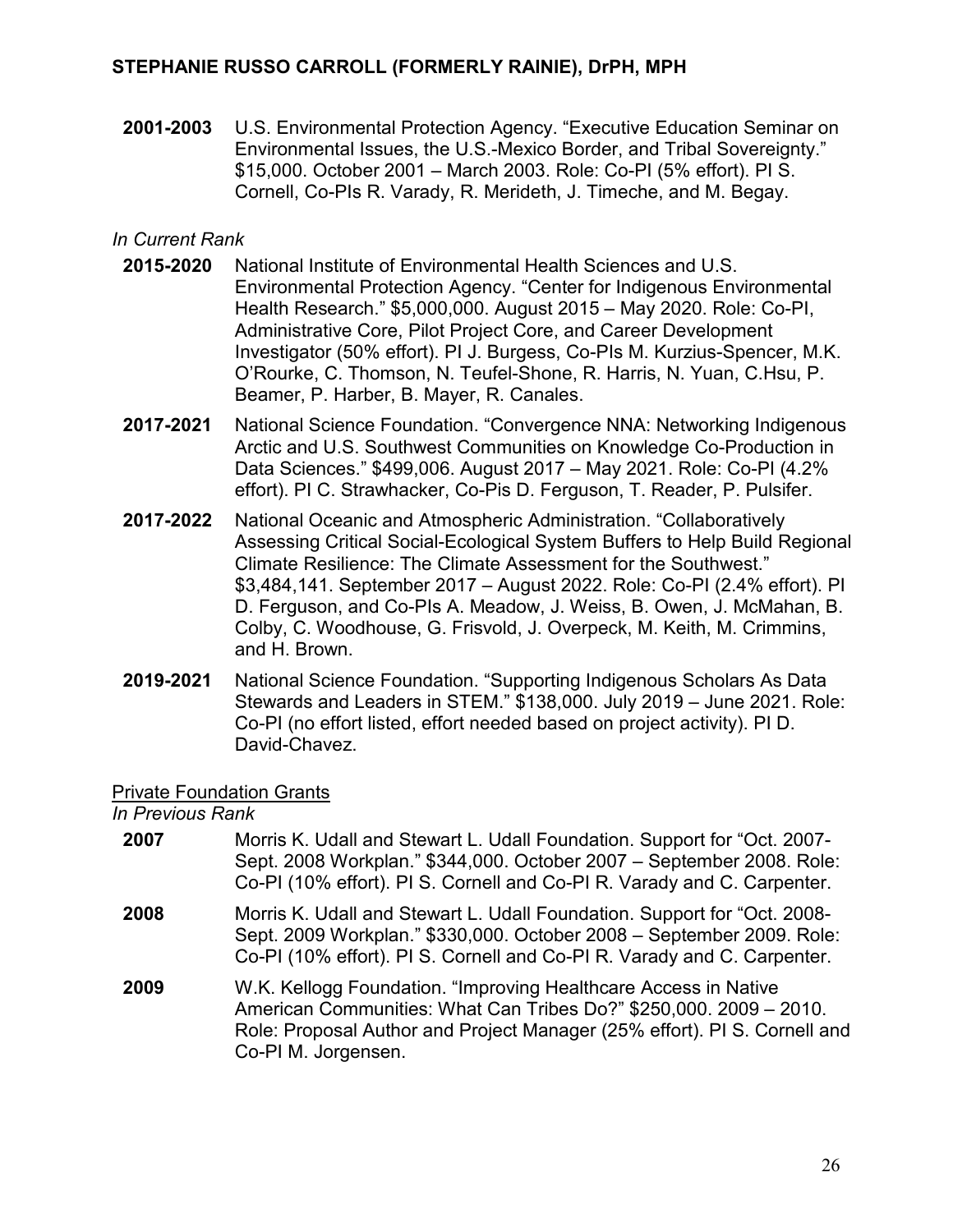**2001-2003** U.S. Environmental Protection Agency. "Executive Education Seminar on Environmental Issues, the U.S.-Mexico Border, and Tribal Sovereignty." $15,000. October 2001 – March 2003. Role: Co-PI (5% effort). PI S. Cornell, Co-PIs R. Varady, R. Merideth, J. Timeche, and M. Begay.

*In Current Rank*

**2015-2020** National Institute of Environmental Health Sciences and U.S. Environmental Protection Agency. "Center for Indigenous Environmental Health Research." $5,000,000. August 2015 – May 2020. Role: Co-PI, Administrative Core, Pilot Project Core, and Career Development Investigator (50% effort). PI J. Burgess, Co-PIs M. Kurzius-Spencer, M.K. O'Rourke, C. Thomson, N. Teufel-Shone, R. Harris, N. Yuan, C.Hsu, P. Beamer, P. Harber, B. Mayer, R. Canales.

**2017-2021** National Science Foundation. "Convergence NNA: Networking Indigenous Arctic and U.S. Southwest Communities on Knowledge Co-Production in Data Sciences." $499,006. August 2017 – May 2021. Role: Co-PI (4.2% effort). PI C. Strawhacker, Co-Pis D. Ferguson, T. Reader, P. Pulsifer.

**2017-2022** National Oceanic and Atmospheric Administration. "Collaboratively Assessing Critical Social-Ecological System Buffers to Help Build Regional Climate Resilience: The Climate Assessment for the Southwest." $3,484,141. September 2017 – August 2022. Role: Co-PI (2.4% effort). PI D. Ferguson, and Co-PIs A. Meadow, J. Weiss, B. Owen, J. McMahan, B. Colby, C. Woodhouse, G. Frisvold, J. Overpeck, M. Keith, M. Crimmins, and H. Brown.

**2019-2021** National Science Foundation. "Supporting Indigenous Scholars As Data Stewards and Leaders in STEM." $138,000. July 2019 – June 2021. Role: Co-PI (no effort listed, effort needed based on project activity). PI D. David-Chavez.

<u>Private Foundation Grants</u>

*In Previous Rank*

**2007** Morris K. Udall and Stewart L. Udall Foundation. Support for "Oct. 2007-Sept. 2008 Workplan." $344,000. October 2007 – September 2008. Role: Co-PI (10% effort). PI S. Cornell and Co-PI R. Varady and C. Carpenter.

**2008** Morris K. Udall and Stewart L. Udall Foundation. Support for "Oct. 2008-Sept. 2009 Workplan." $330,000. October 2008 – September 2009. Role: Co-PI (10% effort). PI S. Cornell and Co-PI R. Varady and C. Carpenter.

**2009** W.K. Kellogg Foundation. "Improving Healthcare Access in Native American Communities: What Can Tribes Do?" $250,000. 2009 – 2010. Role: Proposal Author and Project Manager (25% effort). PI S. Cornell and Co-PI M. Jorgensen.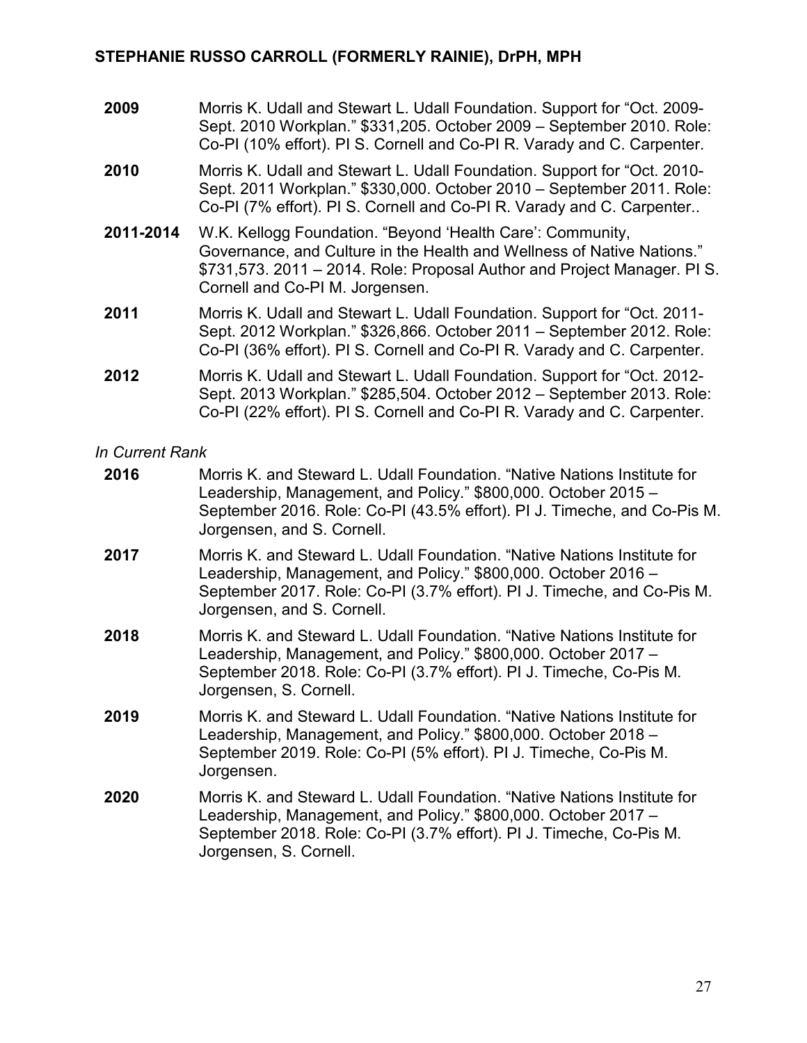**2009** Morris K. Udall and Stewart L. Udall Foundation. Support for "Oct. 2009-Sept. 2010 Workplan." $331,205. October 2009 – September 2010. Role: Co-PI (10% effort). PI S. Cornell and Co-PI R. Varady and C. Carpenter.

**2010** Morris K. Udall and Stewart L. Udall Foundation. Support for "Oct. 2010-Sept. 2011 Workplan." $330,000. October 2010 – September 2011. Role: Co-PI (7% effort). PI S. Cornell and Co-PI R. Varady and C. Carpenter..

**2011-2014** W.K. Kellogg Foundation. "Beyond 'Health Care': Community, Governance, and Culture in the Health and Wellness of Native Nations." $731,573. 2011 – 2014. Role: Proposal Author and Project Manager. PI S. Cornell and Co-PI M. Jorgensen.

**2011** Morris K. Udall and Stewart L. Udall Foundation. Support for "Oct. 2011-Sept. 2012 Workplan." $326,866. October 2011 – September 2012. Role: Co-PI (36% effort). PI S. Cornell and Co-PI R. Varady and C. Carpenter.

**2012** Morris K. Udall and Stewart L. Udall Foundation. Support for "Oct. 2012-Sept. 2013 Workplan." $285,504. October 2012 – September 2013. Role: Co-PI (22% effort). PI S. Cornell and Co-PI R. Varady and C. Carpenter.

*In Current Rank*

**2016** Morris K. and Steward L. Udall Foundation. "Native Nations Institute for Leadership, Management, and Policy." $800,000. October 2015 – September 2016. Role: Co-PI (43.5% effort). PI J. Timeche, and Co-Pis M. Jorgensen, and S. Cornell.

**2017** Morris K. and Steward L. Udall Foundation. "Native Nations Institute for Leadership, Management, and Policy." $800,000. October 2016 – September 2017. Role: Co-PI (3.7% effort). PI J. Timeche, and Co-Pis M. Jorgensen, and S. Cornell.

**2018** Morris K. and Steward L. Udall Foundation. "Native Nations Institute for Leadership, Management, and Policy." $800,000. October 2017 – September 2018. Role: Co-PI (3.7% effort). PI J. Timeche, Co-Pis M. Jorgensen, S. Cornell.

**2019** Morris K. and Steward L. Udall Foundation. "Native Nations Institute for Leadership, Management, and Policy." $800,000. October 2018 – September 2019. Role: Co-PI (5% effort). PI J. Timeche, Co-Pis M. Jorgensen.

**2020** Morris K. and Steward L. Udall Foundation. "Native Nations Institute for Leadership, Management, and Policy." $800,000. October 2017 – September 2018. Role: Co-PI (3.7% effort). PI J. Timeche, Co-Pis M. Jorgensen, S. Cornell.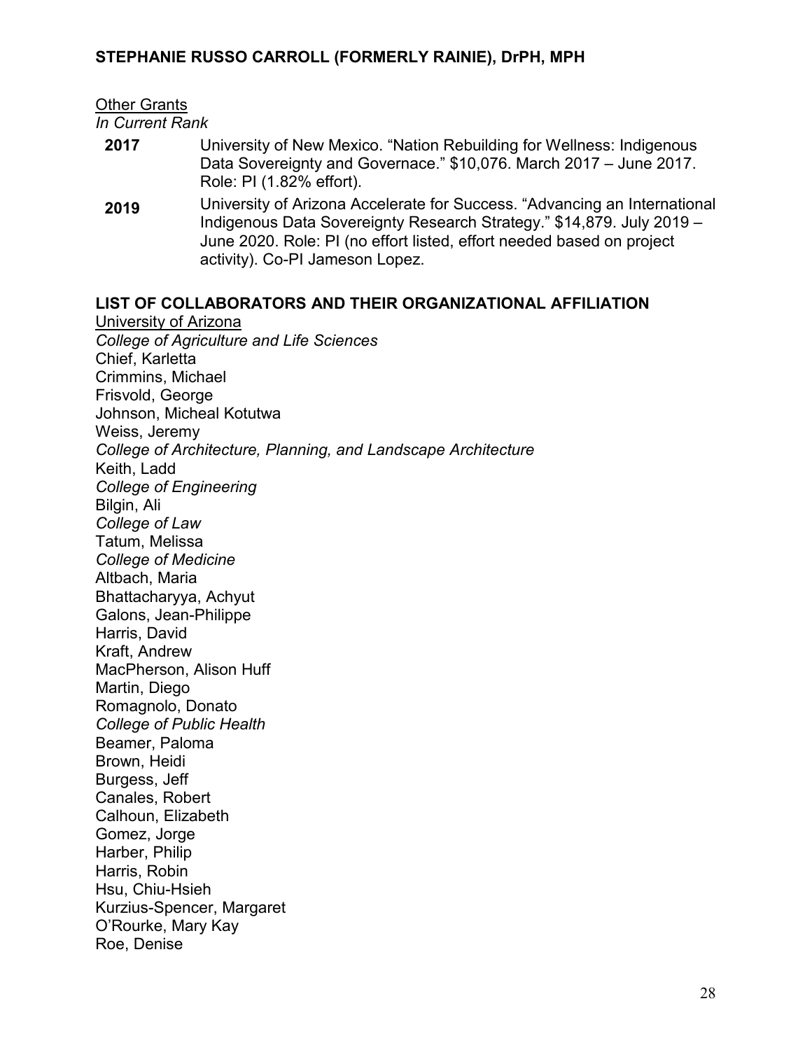Other Grants

*In Current Rank*

**2017** University of New Mexico. "Nation Rebuilding for Wellness: Indigenous Data Sovereignty and Governace." $10,076. March 2017 – June 2017. Role: PI (1.82% effort).

**2019** University of Arizona Accelerate for Success. "Advancing an International Indigenous Data Sovereignty Research Strategy." $14,879. July 2019 – June 2020. Role: PI (no effort listed, effort needed based on project activity). Co-PI Jameson Lopez.

## LIST OF COLLABORATORS AND THEIR ORGANIZATIONAL AFFILIATION

University of Arizona

*College of Agriculture and Life Sciences*

Chief, Karletta
Crimmins, Michael
Frisvold, George
Johnson, Micheal Kotutwa
Weiss, Jeremy

*College of Architecture, Planning, and Landscape Architecture*

Keith, Ladd

*College of Engineering*

Bilgin, Ali

*College of Law*

Tatum, Melissa

*College of Medicine*

Altbach, Maria
Bhattacharyya, Achyut
Galons, Jean-Philippe
Harris, David
Kraft, Andrew
MacPherson, Alison Huff
Martin, Diego
Romagnolo, Donato

*College of Public Health*

Beamer, Paloma
Brown, Heidi
Burgess, Jeff
Canales, Robert
Calhoun, Elizabeth
Gomez, Jorge
Harber, Philip
Harris, Robin
Hsu, Chiu-Hsieh
Kurzius-Spencer, Margaret
O'Rourke, Mary Kay
Roe, Denise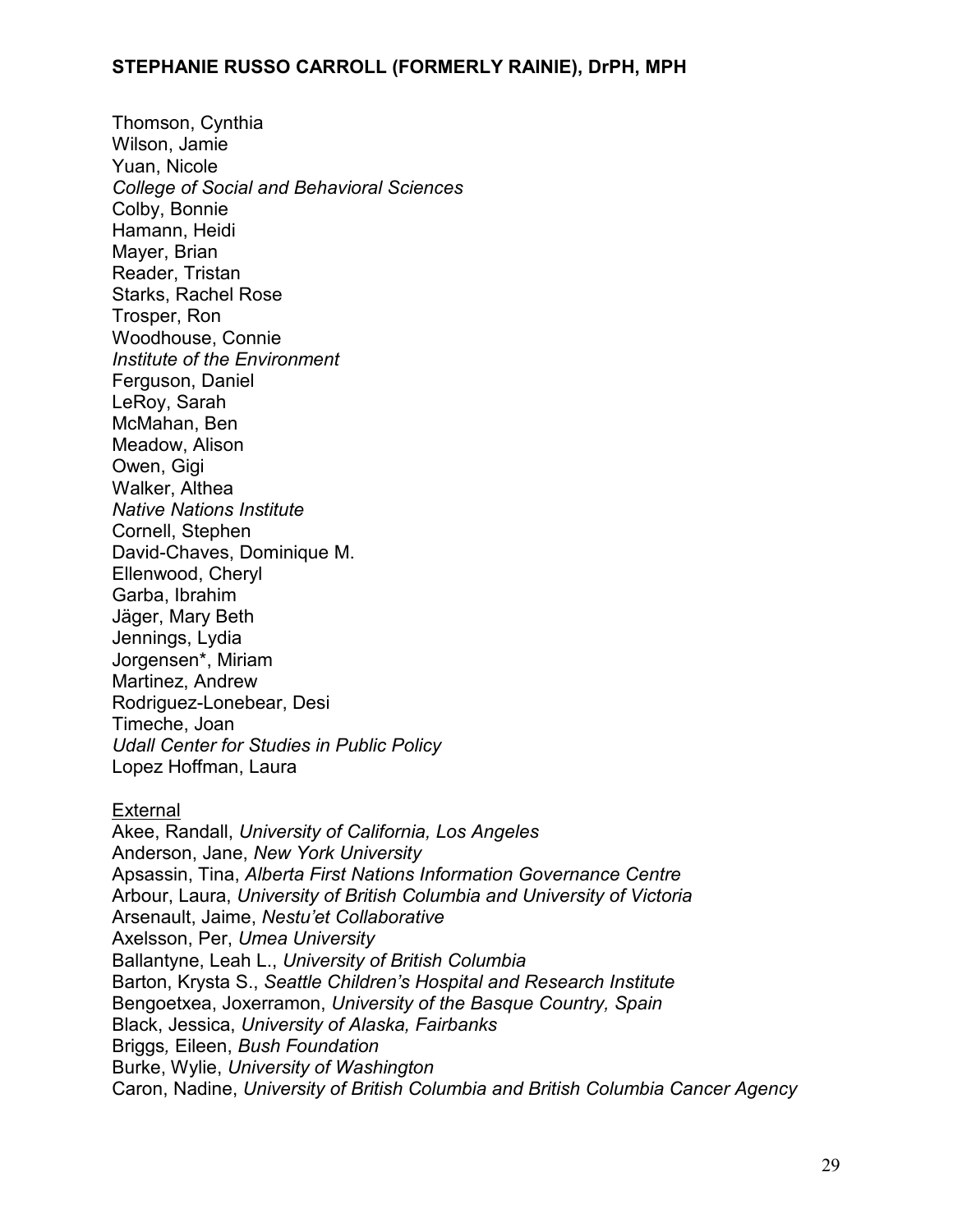Thomson, Cynthia
Wilson, Jamie
Yuan, Nicole
*College of Social and Behavioral Sciences*
Colby, Bonnie
Hamann, Heidi
Mayer, Brian
Reader, Tristan
Starks, Rachel Rose
Trosper, Ron
Woodhouse, Connie
*Institute of the Environment*
Ferguson, Daniel
LeRoy, Sarah
McMahan, Ben
Meadow, Alison
Owen, Gigi
Walker, Althea
*Native Nations Institute*
Cornell, Stephen
David-Chaves, Dominique M.
Ellenwood, Cheryl
Garba, Ibrahim
Jäger, Mary Beth
Jennings, Lydia
Jorgensen*, Miriam
Martinez, Andrew
Rodriguez-Lonebear, Desi
Timeche, Joan
*Udall Center for Studies in Public Policy*
Lopez Hoffman, Laura

<u>External</u>
Akee, Randall, *University of California, Los Angeles*
Anderson, Jane, *New York University*
Apsassin, Tina, *Alberta First Nations Information Governance Centre*
Arbour, Laura, *University of British Columbia and University of Victoria*
Arsenault, Jaime, *Nestu'et Collaborative*
Axelsson, Per, *Umea University*
Ballantyne, Leah L., *University of British Columbia*
Barton, Krysta S., *Seattle Children's Hospital and Research Institute*
Bengoetxea, Joxerramon, *University of the Basque Country, Spain*
Black, Jessica, *University of Alaska, Fairbanks*
Briggs, Eileen, *Bush Foundation*
Burke, Wylie, *University of Washington*
Caron, Nadine, *University of British Columbia and British Columbia Cancer Agency*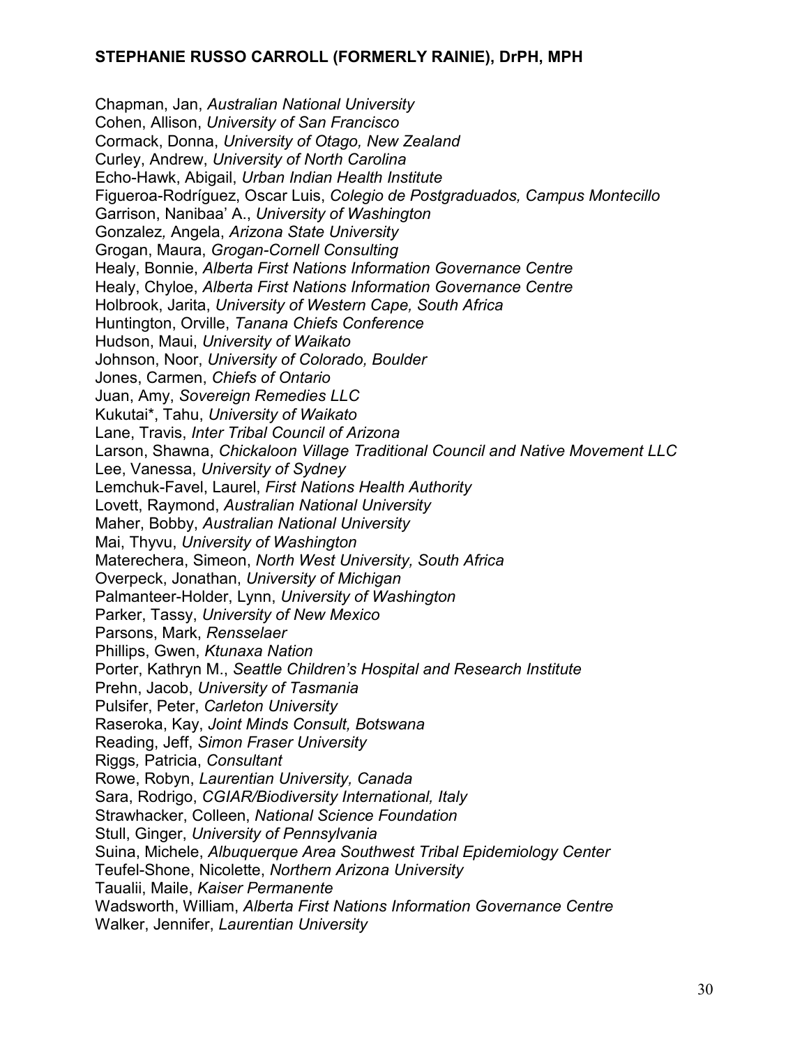Chapman, Jan, *Australian National University*
Cohen, Allison, *University of San Francisco*
Cormack, Donna, *University of Otago, New Zealand*
Curley, Andrew, *University of North Carolina*
Echo-Hawk, Abigail, *Urban Indian Health Institute*
Figueroa-Rodríguez, Oscar Luis, *Colegio de Postgraduados, Campus Montecillo*
Garrison, Nanibaa' A., *University of Washington*
Gonzalez, Angela, *Arizona State University*
Grogan, Maura, *Grogan-Cornell Consulting*
Healy, Bonnie, *Alberta First Nations Information Governance Centre*
Healy, Chyloe, *Alberta First Nations Information Governance Centre*
Holbrook, Jarita, *University of Western Cape, South Africa*
Huntington, Orville, *Tanana Chiefs Conference*
Hudson, Maui, *University of Waikato*
Johnson, Noor, *University of Colorado, Boulder*
Jones, Carmen, *Chiefs of Ontario*
Juan, Amy, *Sovereign Remedies LLC*
Kukutai*, Tahu, *University of Waikato*
Lane, Travis, *Inter Tribal Council of Arizona*
Larson, Shawna, *Chickaloon Village Traditional Council and Native Movement LLC*
Lee, Vanessa, *University of Sydney*
Lemchuk-Favel, Laurel, *First Nations Health Authority*
Lovett, Raymond, *Australian National University*
Maher, Bobby, *Australian National University*
Mai, Thyvu, *University of Washington*
Materechera, Simeon, *North West University, South Africa*
Overpeck, Jonathan, *University of Michigan*
Palmanteer-Holder, Lynn, *University of Washington*
Parker, Tassy, *University of New Mexico*
Parsons, Mark, *Rensselaer*
Phillips, Gwen, *Ktunaxa Nation*
Porter, Kathryn M., *Seattle Children's Hospital and Research Institute*
Prehn, Jacob, *University of Tasmania*
Pulsifer, Peter, *Carleton University*
Raseroka, Kay, *Joint Minds Consult, Botswana*
Reading, Jeff, *Simon Fraser University*
Riggs, Patricia, *Consultant*
Rowe, Robyn, *Laurentian University, Canada*
Sara, Rodrigo, *CGIAR/Biodiversity International, Italy*
Strawhacker, Colleen, *National Science Foundation*
Stull, Ginger, *University of Pennsylvania*
Suina, Michele, *Albuquerque Area Southwest Tribal Epidemiology Center*
Teufel-Shone, Nicolette, *Northern Arizona University*
Taualii, Maile, *Kaiser Permanente*
Wadsworth, William, *Alberta First Nations Information Governance Centre*
Walker, Jennifer, *Laurentian University*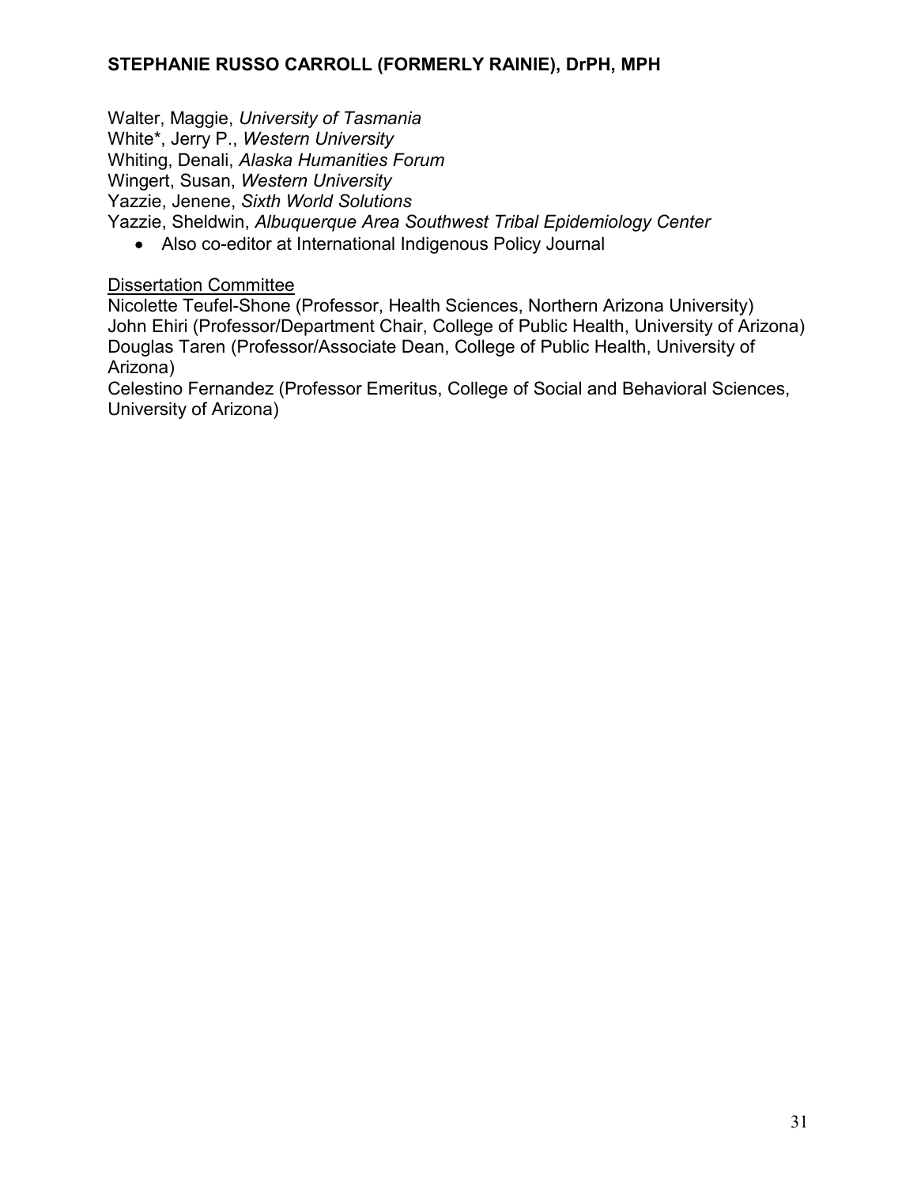Walter, Maggie, *University of Tasmania*
White*, Jerry P., *Western University*
Whiting, Denali, *Alaska Humanities Forum*
Wingert, Susan, *Western University*
Yazzie, Jenene, *Sixth World Solutions*
Yazzie, Sheldwin, *Albuquerque Area Southwest Tribal Epidemiology Center*

- Also co-editor at International Indigenous Policy Journal

<u>Dissertation Committee</u>
Nicolette Teufel-Shone (Professor, Health Sciences, Northern Arizona University)
John Ehiri (Professor/Department Chair, College of Public Health, University of Arizona)
Douglas Taren (Professor/Associate Dean, College of Public Health, University of Arizona)
Celestino Fernandez (Professor Emeritus, College of Social and Behavioral Sciences, University of Arizona)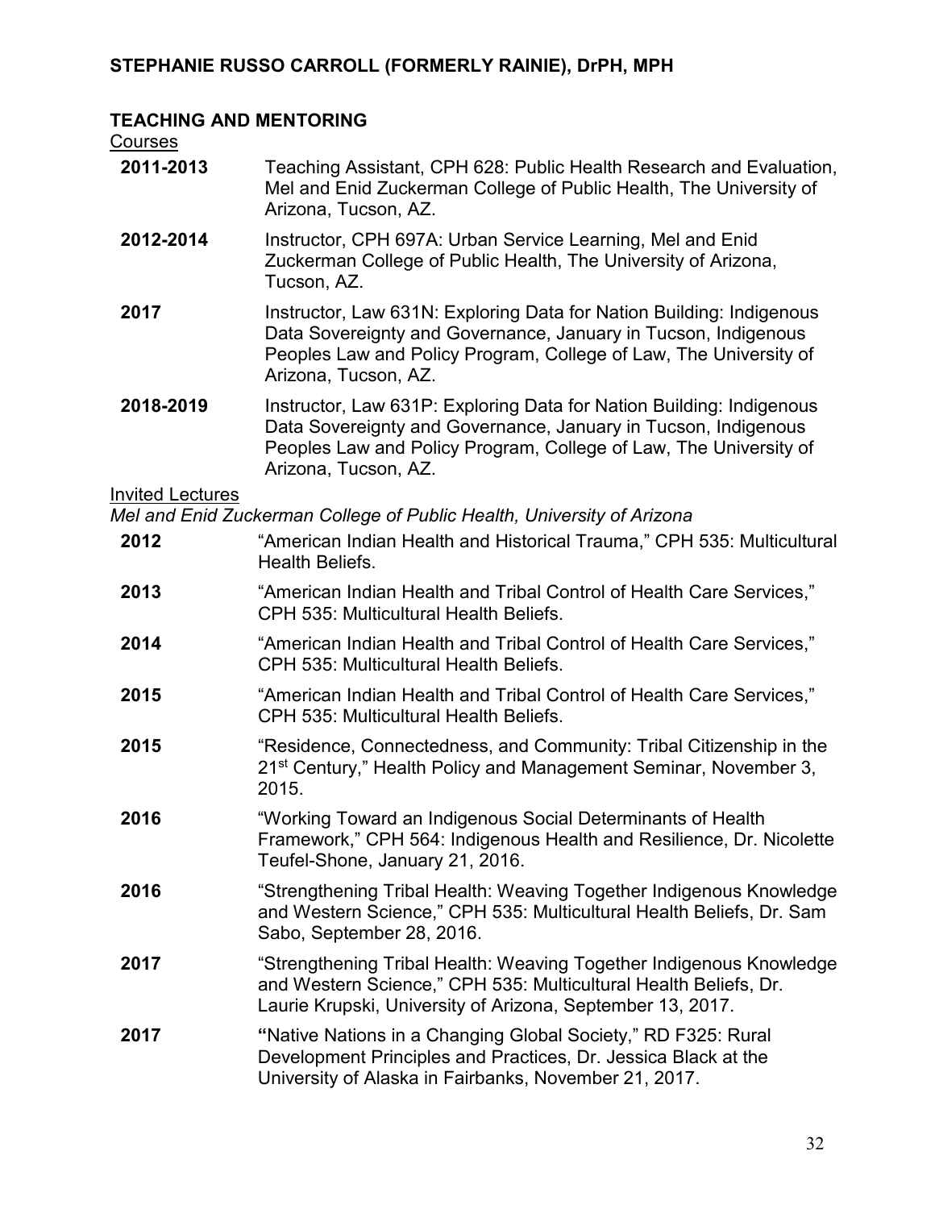**STEPHANIE RUSSO CARROLL (FORMERLY RAINIE), DrPH, MPH**

## TEACHING AND MENTORING

Courses

**2011-2013** Teaching Assistant, CPH 628: Public Health Research and Evaluation, Mel and Enid Zuckerman College of Public Health, The University of Arizona, Tucson, AZ.

**2012-2014** Instructor, CPH 697A: Urban Service Learning, Mel and Enid Zuckerman College of Public Health, The University of Arizona, Tucson, AZ.

**2017** Instructor, Law 631N: Exploring Data for Nation Building: Indigenous Data Sovereignty and Governance, January in Tucson, Indigenous Peoples Law and Policy Program, College of Law, The University of Arizona, Tucson, AZ.

**2018-2019** Instructor, Law 631P: Exploring Data for Nation Building: Indigenous Data Sovereignty and Governance, January in Tucson, Indigenous Peoples Law and Policy Program, College of Law, The University of Arizona, Tucson, AZ.

Invited Lectures

*Mel and Enid Zuckerman College of Public Health, University of Arizona*

**2012** "American Indian Health and Historical Trauma," CPH 535: Multicultural Health Beliefs.

**2013** "American Indian Health and Tribal Control of Health Care Services," CPH 535: Multicultural Health Beliefs.

**2014** "American Indian Health and Tribal Control of Health Care Services," CPH 535: Multicultural Health Beliefs.

**2015** "American Indian Health and Tribal Control of Health Care Services," CPH 535: Multicultural Health Beliefs.

**2015** "Residence, Connectedness, and Community: Tribal Citizenship in the 21st Century," Health Policy and Management Seminar, November 3, 2015.

**2016** "Working Toward an Indigenous Social Determinants of Health Framework," CPH 564: Indigenous Health and Resilience, Dr. Nicolette Teufel-Shone, January 21, 2016.

**2016** "Strengthening Tribal Health: Weaving Together Indigenous Knowledge and Western Science," CPH 535: Multicultural Health Beliefs, Dr. Sam Sabo, September 28, 2016.

**2017** "Strengthening Tribal Health: Weaving Together Indigenous Knowledge and Western Science," CPH 535: Multicultural Health Beliefs, Dr. Laurie Krupski, University of Arizona, September 13, 2017.

**2017** **"**Native Nations in a Changing Global Society," RD F325: Rural Development Principles and Practices, Dr. Jessica Black at the University of Alaska in Fairbanks, November 21, 2017.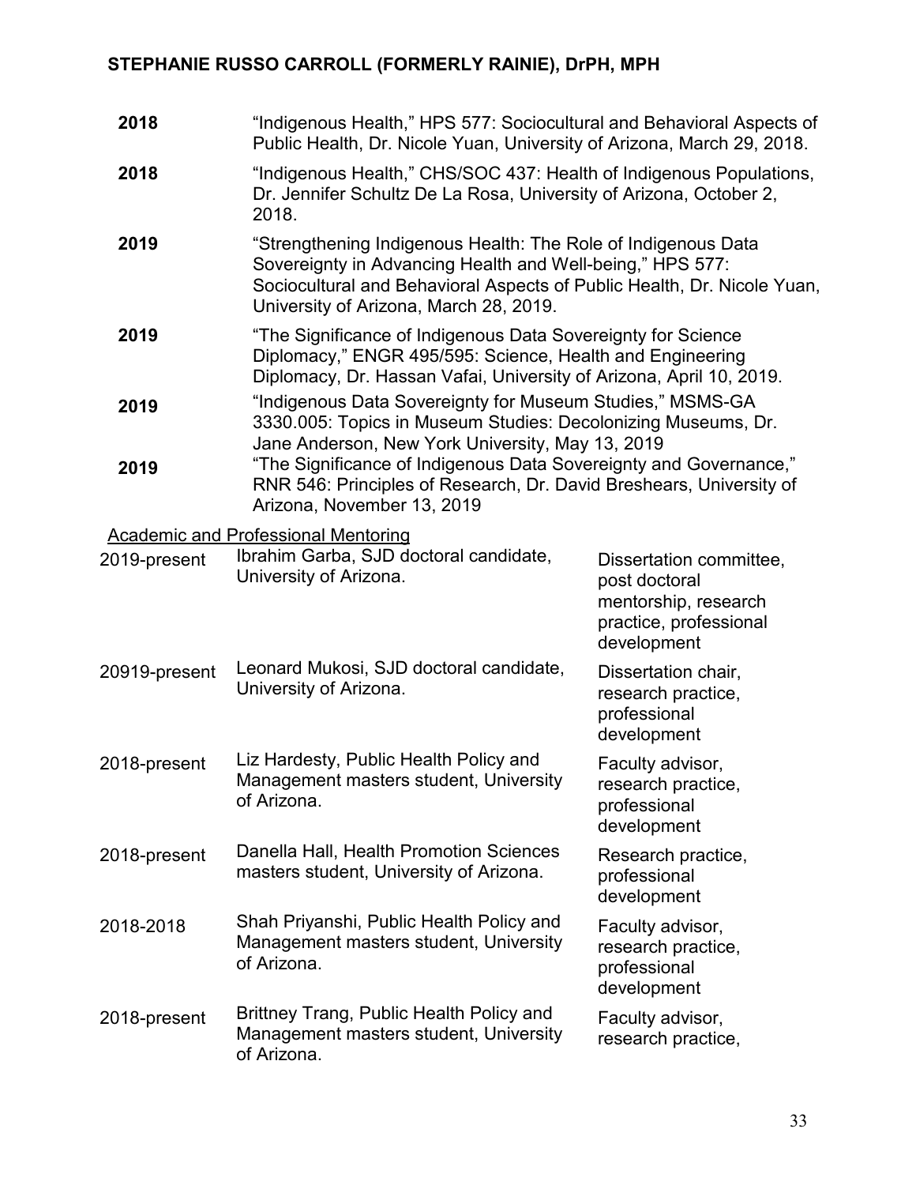| | |
|---|---|
| **2018** | "Indigenous Health," HPS 577: Sociocultural and Behavioral Aspects of Public Health, Dr. Nicole Yuan, University of Arizona, March 29, 2018. |
| **2018** | "Indigenous Health," CHS/SOC 437: Health of Indigenous Populations, Dr. Jennifer Schultz De La Rosa, University of Arizona, October 2, 2018. |
| **2019** | "Strengthening Indigenous Health: The Role of Indigenous Data Sovereignty in Advancing Health and Well-being," HPS 577: Sociocultural and Behavioral Aspects of Public Health, Dr. Nicole Yuan, University of Arizona, March 28, 2019. |
| **2019** | "The Significance of Indigenous Data Sovereignty for Science Diplomacy," ENGR 495/595: Science, Health and Engineering Diplomacy, Dr. Hassan Vafai, University of Arizona, April 10, 2019. |
| **2019** | "Indigenous Data Sovereignty for Museum Studies," MSMS-GA 3330.005: Topics in Museum Studies: Decolonizing Museums, Dr. Jane Anderson, New York University, May 13, 2019 |
| **2019** | "The Significance of Indigenous Data Sovereignty and Governance," RNR 546: Principles of Research, Dr. David Breshears, University of Arizona, November 13, 2019 |

<u>Academic and Professional Mentoring</u>

| | | |
|---|---|---|
| 2019-present | Ibrahim Garba, SJD doctoral candidate, University of Arizona. | Dissertation committee, post doctoral mentorship, research practice, professional development |
| 20919-present | Leonard Mukosi, SJD doctoral candidate, University of Arizona. | Dissertation chair, research practice, professional development |
| 2018-present | Liz Hardesty, Public Health Policy and Management masters student, University of Arizona. | Faculty advisor, research practice, professional development |
| 2018-present | Danella Hall, Health Promotion Sciences masters student, University of Arizona. | Research practice, professional development |
| 2018-2018 | Shah Priyanshi, Public Health Policy and Management masters student, University of Arizona. | Faculty advisor, research practice, professional development |
| 2018-present | Brittney Trang, Public Health Policy and Management masters student, University of Arizona. | Faculty advisor, research practice, |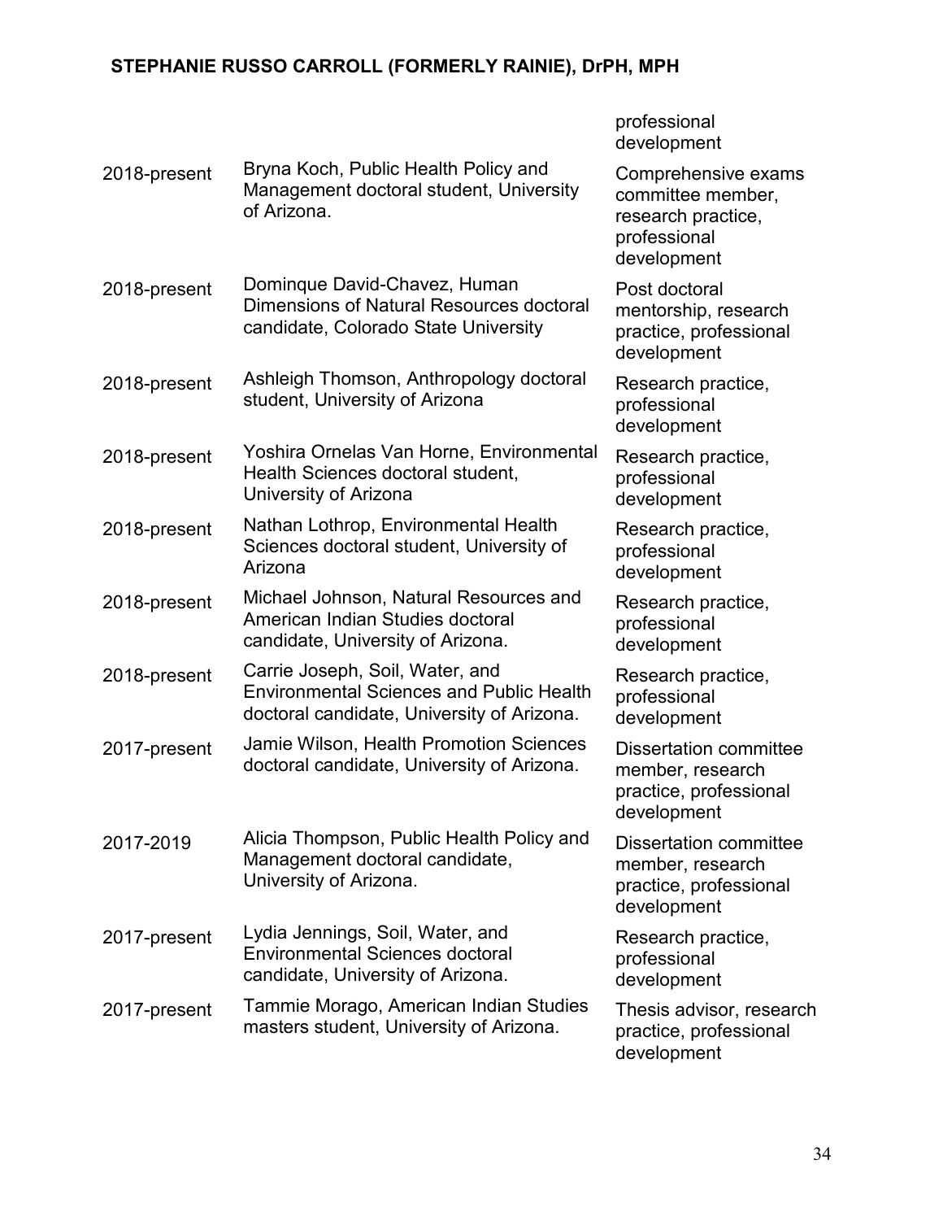| | | professional development |
|---|---|---|
| 2018-present | Bryna Koch, Public Health Policy and Management doctoral student, University of Arizona. | Comprehensive exams committee member, research practice, professional development |
| 2018-present | Dominque David-Chavez, Human Dimensions of Natural Resources doctoral candidate, Colorado State University | Post doctoral mentorship, research practice, professional development |
| 2018-present | Ashleigh Thomson, Anthropology doctoral student, University of Arizona | Research practice, professional development |
| 2018-present | Yoshira Ornelas Van Horne, Environmental Health Sciences doctoral student, University of Arizona | Research practice, professional development |
| 2018-present | Nathan Lothrop, Environmental Health Sciences doctoral student, University of Arizona | Research practice, professional development |
| 2018-present | Michael Johnson, Natural Resources and American Indian Studies doctoral candidate, University of Arizona. | Research practice, professional development |
| 2018-present | Carrie Joseph, Soil, Water, and Environmental Sciences and Public Health doctoral candidate, University of Arizona. | Research practice, professional development |
| 2017-present | Jamie Wilson, Health Promotion Sciences doctoral candidate, University of Arizona. | Dissertation committee member, research practice, professional development |
| 2017-2019 | Alicia Thompson, Public Health Policy and Management doctoral candidate, University of Arizona. | Dissertation committee member, research practice, professional development |
| 2017-present | Lydia Jennings, Soil, Water, and Environmental Sciences doctoral candidate, University of Arizona. | Research practice, professional development |
| 2017-present | Tammie Morago, American Indian Studies masters student, University of Arizona. | Thesis advisor, research practice, professional development |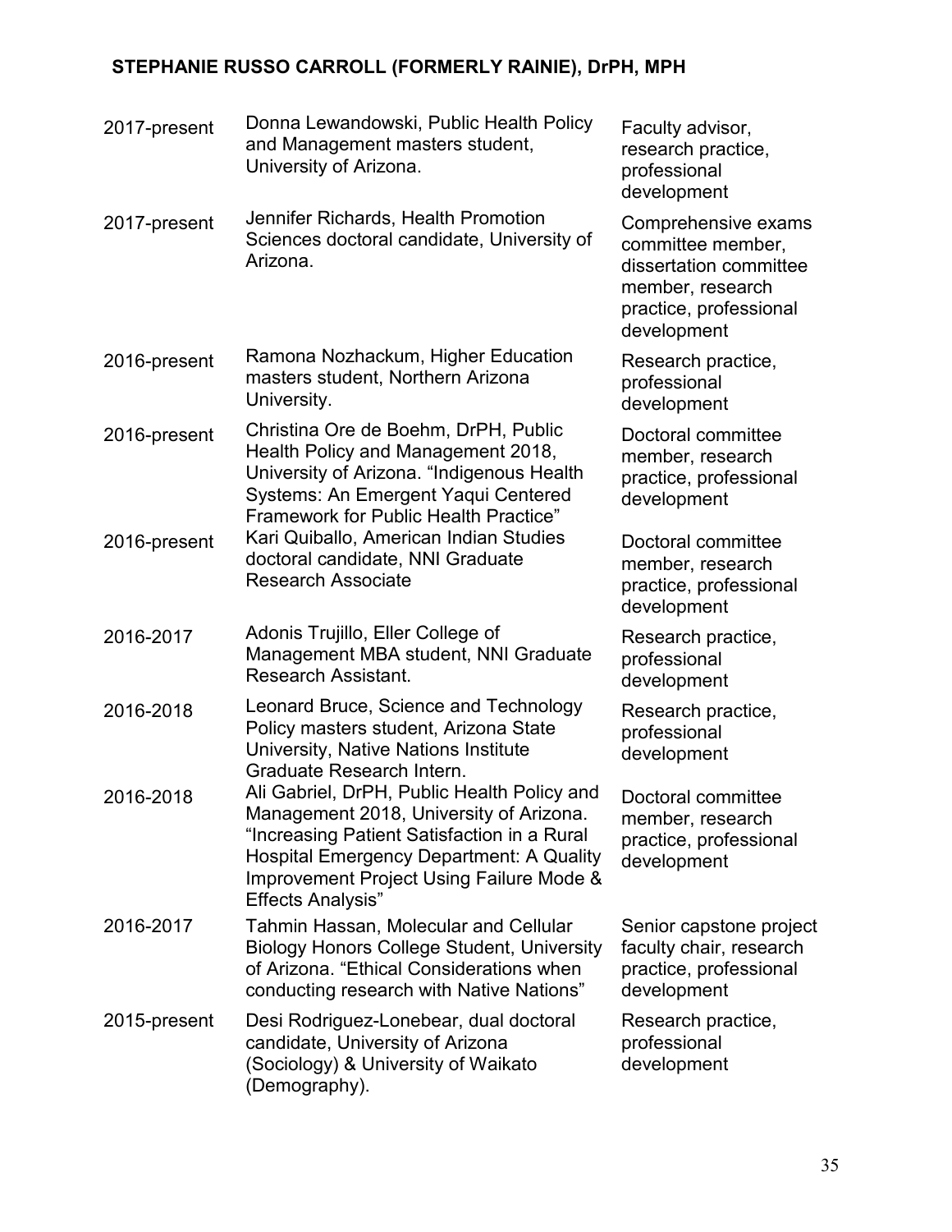| | | |
|---|---|---|
| 2017-present | Donna Lewandowski, Public Health Policy and Management masters student, University of Arizona. | Faculty advisor, research practice, professional development |
| 2017-present | Jennifer Richards, Health Promotion Sciences doctoral candidate, University of Arizona. | Comprehensive exams committee member, dissertation committee member, research practice, professional development |
| 2016-present | Ramona Nozhackum, Higher Education masters student, Northern Arizona University. | Research practice, professional development |
| 2016-present | Christina Ore de Boehm, DrPH, Public Health Policy and Management 2018, University of Arizona. "Indigenous Health Systems: An Emergent Yaqui Centered Framework for Public Health Practice" | Doctoral committee member, research practice, professional development |
| 2016-present | Kari Quiballo, American Indian Studies doctoral candidate, NNI Graduate Research Associate | Doctoral committee member, research practice, professional development |
| 2016-2017 | Adonis Trujillo, Eller College of Management MBA student, NNI Graduate Research Assistant. | Research practice, professional development |
| 2016-2018 | Leonard Bruce, Science and Technology Policy masters student, Arizona State University, Native Nations Institute Graduate Research Intern. | Research practice, professional development |
| 2016-2018 | Ali Gabriel, DrPH, Public Health Policy and Management 2018, University of Arizona. "Increasing Patient Satisfaction in a Rural Hospital Emergency Department: A Quality Improvement Project Using Failure Mode & Effects Analysis" | Doctoral committee member, research practice, professional development |
| 2016-2017 | Tahmin Hassan, Molecular and Cellular Biology Honors College Student, University of Arizona. "Ethical Considerations when conducting research with Native Nations" | Senior capstone project faculty chair, research practice, professional development |
| 2015-present | Desi Rodriguez-Lonebear, dual doctoral candidate, University of Arizona (Sociology) & University of Waikato (Demography). | Research practice, professional development |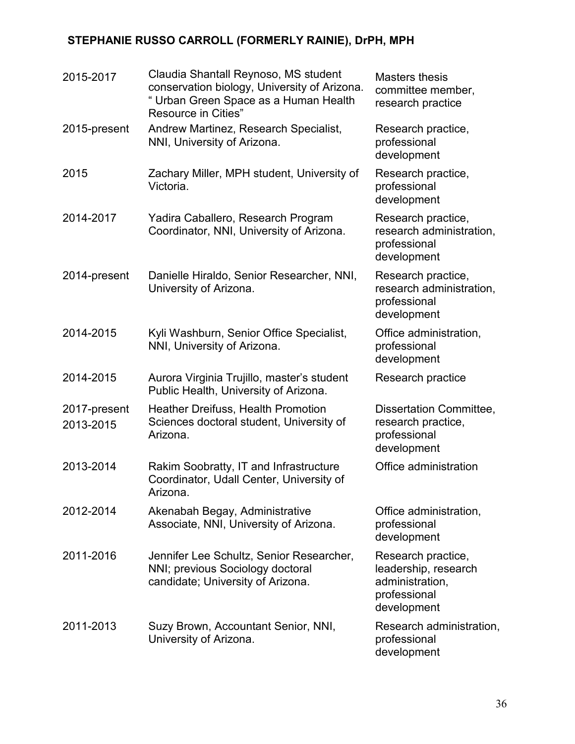| | | |
|---|---|---|
| 2015-2017 | Claudia Shantall Reynoso, MS student conservation biology, University of Arizona. " Urban Green Space as a Human Health Resource in Cities" | Masters thesis committee member, research practice |
| 2015-present | Andrew Martinez, Research Specialist, NNI, University of Arizona. | Research practice, professional development |
| 2015 | Zachary Miller, MPH student, University of Victoria. | Research practice, professional development |
| 2014-2017 | Yadira Caballero, Research Program Coordinator, NNI, University of Arizona. | Research practice, research administration, professional development |
| 2014-present | Danielle Hiraldo, Senior Researcher, NNI, University of Arizona. | Research practice, research administration, professional development |
| 2014-2015 | Kyli Washburn, Senior Office Specialist, NNI, University of Arizona. | Office administration, professional development |
| 2014-2015 | Aurora Virginia Trujillo, master's student Public Health, University of Arizona. | Research practice |
| 2017-present 2013-2015 | Heather Dreifuss, Health Promotion Sciences doctoral student, University of Arizona. | Dissertation Committee, research practice, professional development |
| 2013-2014 | Rakim Soobratty, IT and Infrastructure Coordinator, Udall Center, University of Arizona. | Office administration |
| 2012-2014 | Akenabah Begay, Administrative Associate, NNI, University of Arizona. | Office administration, professional development |
| 2011-2016 | Jennifer Lee Schultz, Senior Researcher, NNI; previous Sociology doctoral candidate; University of Arizona. | Research practice, leadership, research administration, professional development |
| 2011-2013 | Suzy Brown, Accountant Senior, NNI, University of Arizona. | Research administration, professional development |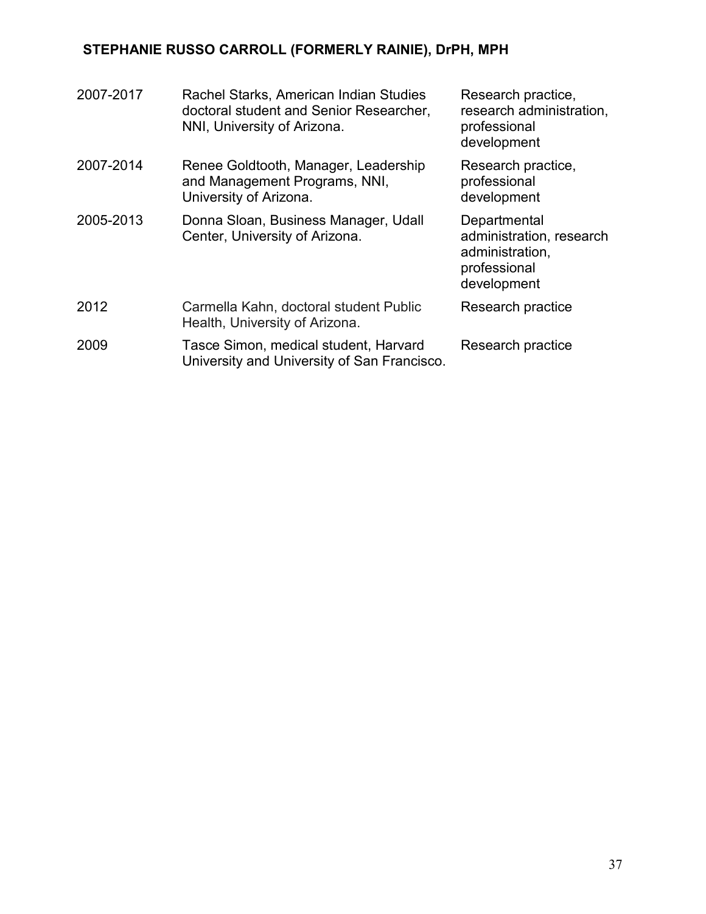| | | |
|---|---|---|
| 2007-2017 | Rachel Starks, American Indian Studies doctoral student and Senior Researcher, NNI, University of Arizona. | Research practice, research administration, professional development |
| 2007-2014 | Renee Goldtooth, Manager, Leadership and Management Programs, NNI, University of Arizona. | Research practice, professional development |
| 2005-2013 | Donna Sloan, Business Manager, Udall Center, University of Arizona. | Departmental administration, research administration, professional development |
| 2012 | Carmella Kahn, doctoral student Public Health, University of Arizona. | Research practice |
| 2009 | Tasce Simon, medical student, Harvard University and University of San Francisco. | Research practice |